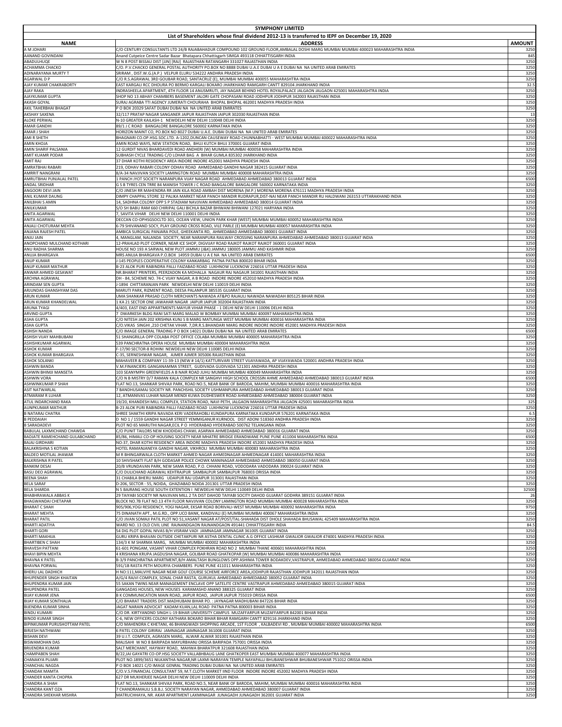# SYMPHONY LIMITED

## List of Shareholders whose final dividend 2012-13 is transferred to IEPF on December 19, 2020

| NAME | ADDRESS | AMOUNT |
|---|---|---|
| A M JOHARI | C/O CENTURY CONSULTANTS LTD 24/B RAJABAHADUR COMPOUND 102 GROUND FLOOR,AMBALAL DOSHI MARG MUMBAI MUMBAI 400023 MAHARASHTRA INDIA | 3250 |
| AANAND GOVINDANI | Anand Cutpeice Centre Sadar Bazar Bhatapara Chhattisgarh SIMGA 493118 CHHATTISGARH INDIA | 845 |
| ABADULHUQE | W N 8 POST BISSAU DIST [JJN] [RAJ] RAJASTHAN RATANGARH 331027 RAJASTHAN INDIA | 3250 |
| ACHAMMA CHACKO | C/O. P.V.CHACKO GENERAL POSTAL AUTHORITY PO.BOX NO 8888 DUBAI U.A.E DUBAI U A E DUBAI NA NA UNITED ARAB EMIRATES | 3250 |
| ADINARAYANA MURTY T | SRIRAM , DIST.W.G.(A.P.) VELPUR ELURU 534222 ANDHRA PRADESH INDIA | 3250 |
| AGARWAL D P | C/O R.S.AGRAWAL 3RD GOUBAR ROAD, SANTACRUZ (E), MUMBAI MUMBAI 400055 MAHARASHTRA INDIA | 3250 |
| AJAY KUMAR CHAKRABORTY | EAST KARGALI RCC DHOURA PO BERMO KARGALI BOKARO JHARKHAND RAMGARH CANTT 829104 JHARKHAND INDIA | 32.5 |
| AJAY RAKA | INDRASHEELA APARTMENT, 4TH FLOOR 14 ANUSMRUTI, JAY NAGAR BEHIND HOTEL ROYALPALACE JALGAON JALGAON 425001 MAHARASHTRA INDIA | 3250 |
| AJAYKUMAR GUPTA | SHOP NO 13 ABHAY CHAMBERS BASEMENT JALORI GATE CHOPASANI ROAD JODHPUR JODHPUR 342003 RAJASTHAN INDIA | 3250 |
| AKASH GOYAL | SURAJ AGRABA TTI AGENCY JUMERATI CHOURAHA BHOPAL BHOPAL 462001 MADHYA PRADESH INDIA | 3250 |
| AKIL TAHERBHAI BHAGAT | P O BOX 20329 SAFAT DUBAI DUBAI NA NA UNITED ARAB EMIRATES | 3250 |
| AKSHAY SAXENA | 32/117 PRATAP NAGAR SANGANER JAIPUR RAJASTHAN JAIPUR 302030 RAJASTHAN INDIA | 13 |
| ALOKE PERWAL | N-10 GREATER KAILASH-1 NEWDELHI NEW DELHI 110048 DELHI INDIA | 3250 |
| AMAR GANDHI | 89/1 J C ROAD BANGALORE BANGALORE 560002 KARNATAKA INDIA | 3250 |
| AMAR J SHAH | HORIZON MAINT CO, PO.BOX NO 8027 DUBAI U.A.E. DUBAI DUBAI NA NA UNITED ARAB EMIRATES | 3250 |
| AMI R SHETH | BHAGNARI CO.OP.HSG.SOC.LTD. A-1202,DUNCAN CAUSEWAY ROAD CHUNNABHATTI - WEST MUMBAI MUMBAI 400022 MAHARASHTRA INDIA | 3250 |
| AMIN KHOJA | AMIN ROAD WAYS, NEW STATION ROAD, BHUJ KUTCH BHUJ 370001 GUJARAT INDIA | 3250 |
| AMIN SHARIF PALSANIA | 12 GURDIT NIVAS BHARDAVEDI ROAD ANDHERI (W) MUMBAI MUMBAI 400058 MAHARASHTRA INDIA | 3250 |
| AMIT KUAMR PODAR | SUBHASH CYCLE TRADING C/O LOHAR BAG A BIHAR GUMLA 835302 JHARKHAND INDIA | 3250 |
| AMIT RAJ | 37 DHAR KOTHI RESIDENCY AREA INDORE INDORE 452001 MADHYA PRADESH INDIA | 3250 |
| AMRATBHAI RABARI | 219, ODHAV RABARI COLONY ODHAV ROAD AHMEDABAD GANDHI NAGAR 382415 GUJARAT INDIA | 3250 |
| AMRRIT NANGRANI | 8/A-34 NAVJIVAN SOCIETY LAMINGTON ROAD MUMBAI MUMBAI 400008 MAHARASHTRA INDIA | 3250 |
| AMRUTBHAI PUNJALAL PATEL | 1 PANCH JYOT SOCIETY NARANPURA VIJAY NAGAR ROAD AHMEDABAD AHMEDABAD 380013 GUJARAT INDIA | 6500 |
| ANDAL SRIDHAR | G S B TYRES CEN TRRE 84 MANISH TOWER J C ROAD BANGALORE BANGALORE 560002 KARNATAKA INDIA | 3250 |
| ANGOORI DEVI JAIN | C/O JINESH RR MAHENDRA RR JAIN KILA ROAD AMBAH DIST MORENA (M.P.) MORENA MORENA 476111 MADHYA PRADESH INDIA | 3250 |
| ANIL KUMAR DAUNG | DIMPY CHAPPAL STORE 32 PALIKA MARKET NEAR PANCH MANDIR RUDRAPUR,DIST-NAI NEAR PANCH MANDIR RU HALDWANI 263153 UTTARAKHAND INDIA | 3250 |
| ANILBHAI S AMIN | 14, SADHNA COLONY OPP S P STADIAM NAVJIVAN AHMEDABAD AHMEDABAD 380014 GUJARAT INDIA | 3250 |
| ANILKUMAR | S/O SH BABU RAM 660 CHIRIPAL GALI BICHLA BAZAR BHIWANI BHIWANI 127021 HARYANA INDIA | 3250 |
| ANITA AGARWAL | 7, SAVITA VIHAR DELHI NEW DELHI 110001 DELHI INDIA | 3250 |
| ANITA AGARWAL | DECCAN CO-OPHSGSOCLTD 301, OCEAN VIEW, UNION PARK KHAR (WEST) MUMBAI MUMBAI 400052 MAHARASHTRA INDIA | 3250 |
| ANJALI CHOTURAM MEHTA | 6-79 SHIVANAND SOCY, PLAY GROUND CROSS ROAD, VILE PARLE (E) MUMBAI MUMBAI 400057 MAHARASHTRA INDIA | 3250 |
| ANJANA RAJESH PATEL | AMBICA SURGICAL PANJARA POLE, GHEEKANTA RD, AHMEDABAD AHMEDABAD 380001 GUJARAT INDIA | 3250 |
| ANJU JAIN | 4, MANGLAM, NALANDA SOCIETY, NEAR NARANPURA RAILWAY CROSSING NARANPURA AHMEDABAD AHMEDABAD 380013 GUJARAT INDIA | 3250 |
| ANOPCHAND MULCHAND KOTHARI | 12-PRAHLAD PLOT CORNER, NEAR ICE SHOP, DIGVIJAY ROAD RAJKOT RAJKOT 360001 GUJARAT INDIA | 3250 |
| ANU RADHA SHARMA | HOUSE NO 193 A SARWAL NEW PLOT JAMMU (J&K) JAMMU 180005 JAMMU AND KASHMIR INDIA | 3250 |
| ANUJA BHARGAVA | MRS ANUJA BHARGAVA P.O.BOX 14959 DUBAI U A E NA NA UNITED ARAB EMIRATES | 6500 |
| ANUP KUMAR | J-145 PEOPLES COOPERATIVE COLONY KANKARBAG PATNA PATNA 800020 BIHAR INDIA | 3250 |
| ANUP KUMAR MATHUR | B-23 ALOK PURI RABINDRA PALLI FAIZABAD ROAD LUKHNOW LUCKNOW 226016 UTTAR PRADESH INDIA | 3250 |
| ANWAR AHMED GESAWAT | NR.BHARAT PRINTERS, PEERZADON KA MOHALLA NAGAUR RAJ NAGAUR 341001 RAJASTHAN INDIA | 3250 |
| ARCHNA AGRAWAL | DH - 84, SCHEME NO. 74-C VIJAY NAGAR, A B ROAD INDORE INDORE 452010 MADHYA PRADESH INDIA | 3250 |
| ARINDAM SEN GUPTA | J-1894 CHITTARANJAN PARK NEWDELHI NEW DELHI 110019 DELHI INDIA | 3250 |
| ARJUNDAS GHANSHYAM DAS | MARUTI PARK, RIZMENT ROAD, DEESA PALANPUR 385535 GUJARAT INDIA | 3250 |
| ARUN KUMAR | UMA SHANKAR PRASAD CLOTH MERCHANTS NAWADA AT&PO RAJAULI NAWADA NAWADAH 805125 BIHAR INDIA | 3250 |
| ARUN KUMAR KHANDELWAL | 1 KA 21 SECTOR ONE JAWAHAR NAGAR JAIPUR JAIPUR 302004 RAJASTHAN INDIA | 3250 |
| ARUNA TYAGI | 4/403, EAST END APPARTMENTS MAYUR VIHAR PHASE - 1 DELHI NEW DELHI 110096 DELHI INDIA | 3250 |
| ARVIND GUPTA | 7 DWARKESH BLDG RANI SATI MARG MALAD W BOMBAY MUMBAI MUMBAI 400097 MAHARASHTRA INDIA | 3250 |
| ASHA GUPTA | C/O NITESH JAIN 202 KRISHNA KUNJ S B MARG MATUNGA WEST MUMBAI MUMBAI 400016 MAHARASHTRA INDIA | 3250 |
| ASHA GUPTA | C/O.VIKAS SINGHI ,210 CHETAK VIHAR. 7,DR.R.S.BHANDARI MARG INDORE INDORE 452001 MADHYA PRADESH INDIA | 3250 |
| ASHISH NANDA | C/O IMAGE GENERAL TRADING P O BOX 14021 DUBAI DUBAI NA NA UNITED ARAB EMIRATES | 6500 |
| ASHISH VIJAY MAHBUBANI | 51 SHANGRILLA OPP COLABA POST OFFICE COLABA MUMBAI MUMBAI 400005 MAHARASHTRA INDIA | 3250 |
| ASHISHKUMAR AGARWAL | 539 PANCHRATNA OPERA HOUSE MUMBAI MUMBAI 400004 MAHARASHTRA INDIA | 3250 |
| ASHOK KUMAR | F-17/90 SECTOR-8 ROHINI NEWDELHI NEW DELHI 110085 DELHI INDIA | 3250 |
| ASHOK KUMAR BHARGAVA | C-35, SERNESHWAR NAGAR, AJMER AJMER 305006 RAJASTHAN INDIA | 3250 |
| ASHOK SOLANKI | MAHAVEER & COMPANY 11-39-13 (NEW # 14/1) KATTURIVARI STREET VIJAYAWADA, AP VIJAYAWADA 520001 ANDHRA PRADESH INDIA | 3250 |
| ASHWIN BANDA | V.M.FINANCIERS GANGANAMMA STREET, GUDIVADA GUDIVADA 521301 ANDHRA PRADESH INDIA | 3250 |
| ASHWIN BHIMJI MANSETA | 103 SEANYMPH GREENFIELDS A B NAIR ROAD JUHU MUMBAI MUMBAI 400049 MAHARASHTRA INDIA | 3250 |
| ASHWIN VORA | C/O N B MISTRY D/7 RAMAN KALA COMPLEX NR SANGHVI HIGH SCHOOL CROSSIN AHME AHMEDABAD AHMEDABAD 380013 GUJARAT INDIA | 6500 |
| ASHWINKUMAR P SHAH | FLAT NO.13, SHANKAR SHIVAJI PARK, ROAD NO.5, NEAR BANK OF BARODA, MAHIM, MUMBAI MUMBAI 400016 MAHARASHTRA INDIA | 3250 |
| ASIT NATWARLAL | 7 BANDHUSAMAJ SOCIETY NR. PANCHSHIL SOCIETY USHMANPURA AHMEDABAD AHMEDABAD 380013 GUJARAT INDIA | 3250 |
| ATMARAM R LUHAR | 12, ATMANIVAS LUHAR NAGAR MENDI KUWA DUDHESWER ROAD AHMEDABAD AHMEDABAD 380004 GUJARAT INDIA | 3250 |
| ATUL INDARCHAND RAKA | 19/20, KHANDESH MILL COMPLEX, STATION ROAD, NAVI PETH, JALGAON MAHARASHTRA JALGAON 425001 MAHARASHTRA INDIA | 325 |
| AUNPKUMAR MATHUR | B-23 ALOK PURI RABINDRA PALLI FAIZABAD ROAD LUKHNOW LUCKNOW 226016 UTTAR PRADESH INDIA | 3250 |
| B NATARAJ CHATRA | SHREE SHAKTHI KRIPA NAVADA KERI VADERAHOBLI KUNDAPURA KARNATAKA KUNDAPUR 576201 KARNATAKA INDIA | 6.5 |
| B PEDDAIAH | D NO 1 / 1559 GANDHI NAGAR STREET YEMMIGANUR KURNOOL DIST ADONI 518360 ANDHRA PRADESH INDIA | 3250 |
| B SARADADEVI | PLOT NO 65 MARUTHI NAGAR,ECIL P O HYDERABAD HYDERABAD 500762 TELANGANA INDIA | 3250 |
| BABULAL LAXMICHAND CHAWDA | C/O PUNIT TAILORS NEW KHODIDAS CHAWL ASARWA AHMEDABAD AHMEDABAD 380016 GUJARAT INDIA | 3250 |
| BADJATE RAMEHCHAND GULABCHAND | 85/86, HIMALI CO-OP HOUSING SOCIETY NEAR MHATRE BRIDGE ERANDWANE PUNE PUNE 411004 MAHARASHTRA INDIA | 6500 |
| BAJAJ GIRDHARI | NO:37, DHAR KOTHI RESIDENCY AREA INDORE MADHYA PRADESH INDORE 452001 MADHYA PRADESH INDIA | 3250 |
| BALAKRISHNA S KOTIAN | HOTEL RAMANJANEYA GANDHI NAGAR, VIKHROLI MUMBAI MUMBAI 400083 MAHARASHTRA INDIA | 3250 |
| BALDEO MOTILAL JHAWAR | M R BHINGARWALA CLOTH MARKET AHMED NAGAR AHMEDNAGAR AHMEDNAGAR 414001 MAHARASHTRA INDIA | 3250 |
| BALKRISHNA R PATEL | 10 SHIVSHAKTI FLAT B/H GODASAR POLICE CHOWK MANINAGAR AHMEDABAD AHMEDABAD 380050 GUJARAT INDIA | 3250 |
| BANKIM DESAI | 20/B VRUNDAVAN PARK, NEW SAMA ROAD, P.O. CHHANI ROAD, VODODARA VADODARA 390024 GUJARAT INDIA | 3250 |
| BASU DEO AGRAWAL | C/O DULICHAND AGRAWAL KEHTRAJPUR SAMBALPUR SAMBALPUR 768003 ORISSA INDIA | 3250 |
| BEENA SHAH | 31 CHABILA BHERU MARG UDAIPUR RAJ UDAIPUR 313001 RAJASTHAN INDIA | 3250 |
| BELA SARAF | D-206, SECTOR - 55, NOIDA, GHAZIABAD NOIDA 201301 UTTAR PRADESH INDIA | 3250 |
| BELA SHARDA | N 5 BAJRANG HOUSE SOUTH EXTENTION I NEWDELHI NEW DELHI 110049 DELHI INDIA | 32500 |
| BHABHRAWALA ABBAS K | 29 TAIYABI SOCIETY NR NAVJIVAN MILL 2 TA DIST DAHOD TAIYABI SOCITY DAHOD GUJARAT GODHRA 389151 GUJARAT INDIA | 26 |
| BHAGWANDAI CHETAPAR | BLOCK NO.7B FLAT NO.13 4TH FLOOR NAVJIVAN COLONY LAMINGTON ROAD MUMBAI MUMBAI 400028 MAHARASHTRA INDIA | 3250 |
| BHARAT C SHAH | 905/906,YOGI RESIDENCY, YOGI NAGAR, EKSAR ROAD BORIVALI-WEST MUMBAI MUMBAI 400092 MAHARASHTRA INDIA | 9750 |
| BHARAT MEHTA | 75 DINANATH APT., M.G.RD., OPP.UCO BANK, KANDIVALI (E) MUMBAI MUMBAI 400067 MAHARASHTRA INDIA | 3250 |
| BHARAT PATIL | C/O JIVAN SOMAJI PATIL PLOT NO 51,VASANT NAGAR AT/POST/TAL-SHAHADA DIST DHOLE SHAHADA BHUSAWAL 425409 MAHARASHTRA INDIA | 3250 |
| BHARTI ADATIYA | WARD NO. 13 OLD CIVIL LINE RAJNANDGAON RAJNANDGAON 491441 CHHATTISGARH INDIA | 84.5 |
| BHARTI GORI | 54 DIG PLOT GOPAL NIVAS B/H VISRAM VADI JAMNAGAR JAMNAGAR 361005 GUJARAT INDIA | 3250 |
| BHARTI MAKHIJA | GURU KRIPA BHAVAN OUTSIDE CHETAKPURI NR ASTHA DENTAL CLINIC A.G OFFICE LASHKAR GWALIOR GWALIOR 474001 MADHYA PRADESH INDIA | 3250 |
| BHARTIBEN C SHAH | 134/3 K M SHARMA MARG, MUMBAI MUMBAI 400002 MAHARASHTRA INDIA | 3250 |
| BHAVESH PATTANI | 61-601 PONGAM, VASANT VIHAR COMPLEX POKHRAN ROAD NO 2 MUMBAI THANE 400601 MAHARASHTRA INDIA | 3250 |
| BHAVI BIPIN MEHTA | 4 KRISHANA KRUPA JAGDUSHA NAGAR, GOLIBAR ROAD GHATKOPAR (W) MUMBAI MUMBAI 400086 MAHARASHTRA INDIA | 3250 |
| BHAVNA K PATEL | B-3/9 PANCHRATNA APARTMENT,B/H AMALTASH BUNGLOWS OPP.ASHIMA TOWER BODAKDEV,VASTRAPUR, AHMEDABAD AHMEDABAD 380054 GUJARAT INDIA | 3250 |
| BHAVNA PORWAL | 591/1B RASTA PETH MOURYA CHAMBERS PUNE PUNE 411011 MAHARASHTRA INDIA | 3250 |
| BHERU LAL DADHICH | H NO:111,MALVIYE NAGAR NEAR GOLF COURSE SCHEME AIRFORCE AREA,JODHPUR RAJASTHAN JODHPUR 342011 RAJASTHAN INDIA | 3250 |
| BHUPENDER SINGH KHAITAN | A/G/4 RAJVI COMPLEX, SONAL CHAR RASTA, GURUKUL AHMEDABAD AHMEDABAD 380052 GUJARAT INDIA | 3250 |
| BHUPENDRA KUMAR JAIN | 55 SAKAN TWINS NEAR MANAGEMENT ENCLAVE OPP SATELITE CENTRE VASTRAPUR AHMEDABAD AHMEDABAD 380015 GUJARAT INDIA | 3250 |
| BHUPENDRA PATEL | GANGADAS HOUSES, NEW HOUSES KARAMASHD ANAND 388325 GUJARAT INDIA | 3250 |
| BIJAY KUMAR JENA | B K COMMUNICATION MAIN ROAD, JAIPUR ROAD, JAJPUR JAJPUR 755019 ORISSA INDIA | 6500 |
| BIJAY KUMAR SONTHALIA | C/O BHARAT TRADERS DIST.MADHUBANI BIHAR PO. : JAYNAGAR MADHUBANI 847226 BIHAR INDIA | 3250 |
| BIJENDRA KUMAR SINHA | JAGAT NARAIN ADVOCAT KADAM KUAN,LAL ROAD PATNA PATNA 800003 BIHAR INDIA | 3250 |
| BINDU KUMARI | C/O DR. KIRTYANDND SINGH L-19 BIHAR UNIVERSITY CAMPUS MUZAFFARPUR MUZAFFARPUR 842001 BIHAR INDIA | 3250 |
| BINOD KUMAR SINGH | C-6, NEW OFFICERS COLONY KATHARA BOKARO BIHAR BIHAR RAMGARH CANTT 829116 JHARKHAND INDIA | 3250 |
| BIPINKUMAR PURUSHOTTAM PATEL | C/O MAHENDRA C KHETANI, 46 BHANGWADI SHOPPING ARCADE, 1ST FLOOR , KALBADEVI RD , MUMBAI MUMBAI 400002 MAHARASHTRA INDIA | 6500 |
| BIRJESH NATHWANI | 6 PATEL COLONY GIRIRAJ JAMNAGAR JAMNAGAR 361008 GUJARAT INDIA | 3250 |
| BISHAN DEVI | 39 U.I.T. COMPLEX, AGRASEN MARG, ALWAR ALWAR 301001 RAJASTHAN INDIA | 3250 |
| BISWAMOHAN DAS | MALISAHI W NO 8 BARIPADA MAYURBHANJ ORISSA BARIPADA 757001 ORISSA INDIA | 3250 |
| BRIJENDRA KUMAR | SALT MERCHANT, HAYWAY ROAD, MAHWA BHARATPUR 321608 RAJASTHAN INDIA | 3250 |
| CHAMPABEN SHAH | B/22,JAI GAYATRI CO-OP.HSG SOCIETY VALLABHBAUG LANE GHATKOPER EAST MUMBAI MUMBAI 400077 MAHARASHTRA INDIA | 3250 |
| CHANAKYA PUJARI | PLOT NO.1899/3651 NILKANTHA NAGAR,NR LAXMI NARAYAN TEMPLE NAYAPALLI BHUBANESHWAR BHUBANESHWAR 751012 ORISSA INDIA | 3250 |
| CHANCHAL NAGDA | P O BOX 14021 C/O IMAGE GENRAL TRADING DUBAI DUBAI NA NA UNITED ARAB EMIRATES | 3250 |
| CHANDAK MAMTA | C/O.V.S.FINANCIAL CONSULTANT 59, M.T.CLOTH MARKET IIND FLOOR INDORE INDORE 452002 MADHYA PRADESH INDIA | 3250 |
| CHANDER KANTA CHOPRA | 627 DR MUKHERJEE NAGAR DELHI NEW DELHI 110009 DELHI INDIA | 3250 |
| CHANDRA A SHAH | FLAT NO.13, SHANKAR SHIVAJI PARK, ROAD NO.5, NEAR BANK OF BARODA, MAHIM, MUMBAI MUMBAI 400016 MAHARASHTRA INDIA | 3250 |
| CHANDRA KANT OZA | 7 CHANDRAMAULI S.B.B.J. SOCIETY NARAYAN NAGAR, AHMEDABAD AHMEDABAD 380007 GUJARAT INDIA | 3250 |
| CHANDRA SHEKHAR MISHRA | MATRUCHHAYA, NR. AKAR APARTMENT LAXMINAGAR JUNAGADH JUNAGADH 362001 GUJARAT INDIA | 3250 |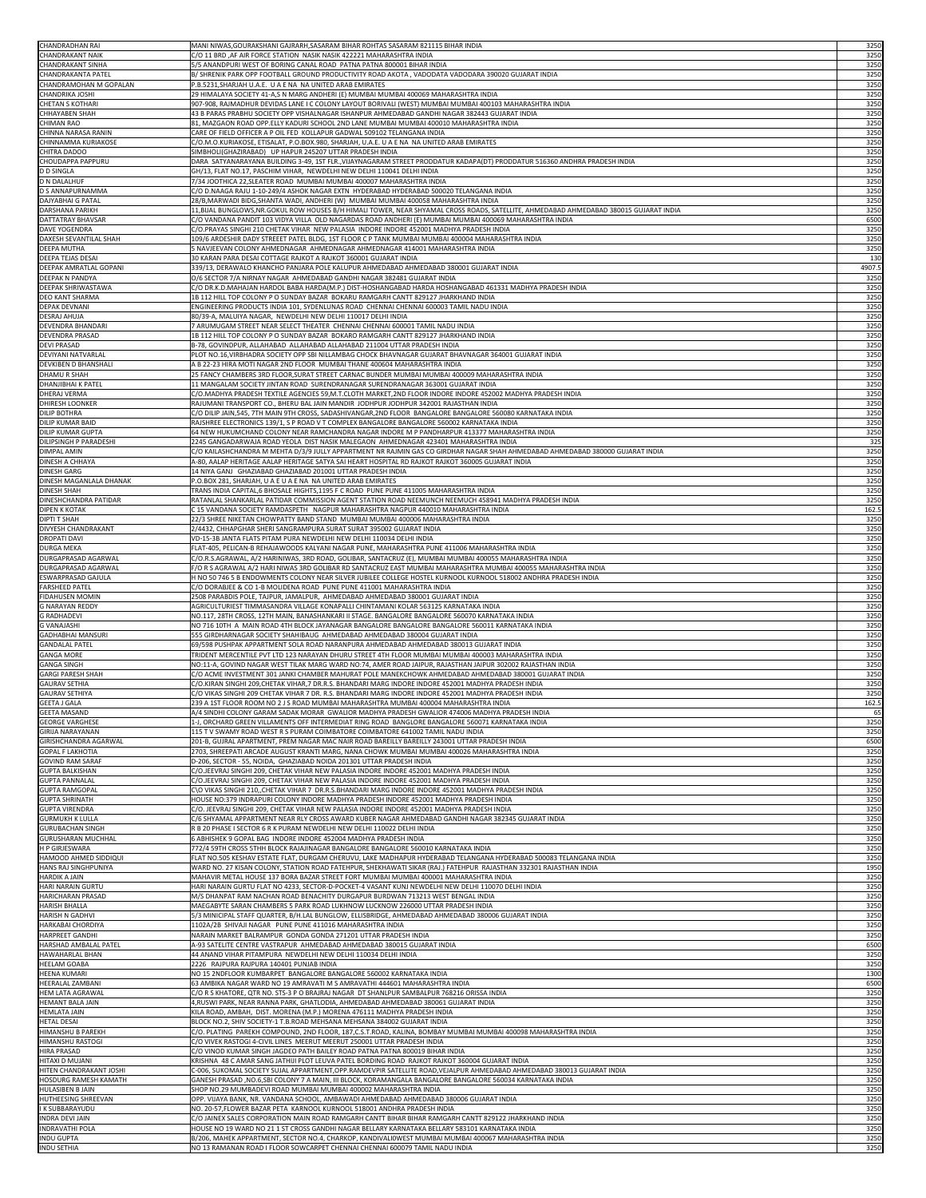| | | |
|---|---|---|
| CHANDRADHAN RAI | MANI NIWAS,GOURAKSHANI GAJRARH,SASARAM BIHAR ROHTAS SASARAM 821115 BIHAR INDIA | 3250 |
| CHANDRAKANT NAIK | C/O 11 BRD ,AF AIR FORCE STATION NASIK NASIK 422221 MAHARASHTRA INDIA | 3250 |
| CHANDRAKANT SINHA | 5/5 ANANDPURI WEST OF BORING CANAL ROAD PATNA PATNA 800001 BIHAR INDIA | 3250 |
| CHANDRAKANTA PATEL | B/ SHRENIK PARK OPP FOOTBALL GROUND PRODUCTIVITY ROAD AKOTA , VADODATA VADODARA 390020 GUJARAT INDIA | 3250 |
| CHANDRAMOHAN M GOPALAN | P.B.5231,SHARJAH U.A.E. U A E NA NA UNITED ARAB EMIRATES | 3250 |
| CHANDRIKA JOSHI | 29 HIMALAYA SOCIETY 41-A,S N MARG ANDHERI (E) MUMBAI MUMBAI 400069 MAHARASHTRA INDIA | 3250 |
| CHETAN S KOTHARI | 907-908, RAJMADHUR DEVIDAS LANE I C COLONY LAYOUT BORIVALI (WEST) MUMBAI MUMBAI 400103 MAHARASHTRA INDIA | 3250 |
| CHHAYABEN SHAH | 43 B PARAS PRABHU SOCIETY OPP VISHALNAGAR ISHANPUR AHMEDABAD GANDHI NAGAR 382443 GUJARAT INDIA | 3250 |
| CHIMAN RAO | 81, MAZGAON ROAD OPP.ELLY KADURI SCHOOL 2ND LANE MUMBAI MUMBAI 400010 MAHARASHTRA INDIA | 3250 |
| CHINNA NARASA RANIN | CARE OF FIELD OFFICER A P OIL FED KOLLAPUR GADWAL 509102 TELANGANA INDIA | 3250 |
| CHINNAMMA KURIAKOSE | C/O.M.O.KURIAKOSE, ETISALAT, P.O.BOX.980, SHARJAH, U.A.E. U A E NA NA UNITED ARAB EMIRATES | 3250 |
| CHITRA DADOO | SIMBHOLI(GHAZIRABAD) UP HAPUR 245207 UTTAR PRADESH INDIA | 3250 |
| CHOUDAPPA PAPPURU | DARA SATYANARAYANA BUILDING 3-49, 1ST FLR.,VIJAYNAGARAM STREET PRODDATUR KADAPA(DT) PRODDATUR 516360 ANDHRA PRADESH INDIA | 3250 |
| D D SINGLA | GH/13, FLAT NO.17, PASCHIM VIHAR, NEWDELHI NEW DELHI 110041 DELHI INDIA | 3250 |
| D N DALALHUF | 7/34 JOOTHICA 22,SLEATER ROAD MUMBAI MUMBAI 400007 MAHARASHTRA INDIA | 3250 |
| D S ANNAPURNAMMA | C/O D.NAAGA RAJU 1-10-249/4 ASHOK NAGAR EXTN HYDERABAD HYDERABAD 500020 TELANGANA INDIA | 3250 |
| DAJYABHAI G PATAL | 28/B,MARWADI BIDG,SHANTA WADI, ANDHERI (W) MUMBAI MUMBAI 400058 MAHARASHTRA INDIA | 3250 |
| DARSHANA PARIKH | 11,BIJAL BUNGLOWS,NR.GOKUL ROW HOUSES B/H HIMALI TOWER, NEAR SHYAMAL CROSS ROADS, SATELLITE, AHMEDABAD AHMEDABAD 380015 GUJARAT INDIA | 3250 |
| DATTATRAY BHAVSAR | C/O VANDANA PANDIT 103 VIDYA VILLA OLD NAGARDAS ROAD ANDHERI (E) MUMBAI MUMBAI 400069 MAHARASHTRA INDIA | 6500 |
| DAVE YOGENDRA | C/O.PRAYAS SINGHI 210 CHETAK VIHAR NEW PALASIA INDORE INDORE 452001 MADHYA PRADESH INDIA | 3250 |
| DAXESH SEVANTILAL SHAH | 109/6 ARDESHIR DADY STREEET PATEL BLDG, 1ST FLOOR C P TANK MUMBAI MUMBAI 400004 MAHARASHTRA INDIA | 3250 |
| DEEPA MUTHA | 5 NAVJEEVAN COLONY AHMEDNAGAR AHMEDNAGAR 414001 MAHARASHTRA INDIA | 3250 |
| DEEPA TEJAS DESAI | 30 KARAN PARA DESAI COTTAGE RAJKOT A RAJKOT 360001 GUJARAT INDIA | 130 |
| DEEPAK AMRATLAL GOPANI | 339/13, DERAWALO KHANCHO PANJARA POLE KALUPUR AHMEDABAD AHMEDABAD 380001 GUJARAT INDIA | 4907.5 |
| DEEPAK N PANDYA | O/6 SECTOR 7/A NIRNAY NAGAR AHMEDABAD GANDHI NAGAR 382481 GUJARAT INDIA | 3250 |
| DEEPAK SHRIWASTAWA | C/O DR.K.D.MAHAJAN HARDOL BABA HARDA(M.P.) DIST-HOSHANGABAD HARDA HOSHANGABAD 461331 MADHYA PRADESH INDIA | 3250 |
| DEO KANT SHARMA | 1B 112 HILL TOP COLONY P O SUNDAY BAZAR BOKARU RAMGARH CANTT 829127 JHARKHAND INDIA | 3250 |
| DEPAK DEVNANI | ENGINEERING PRODUCTS INDIA 101, SYDENLUNAS ROAD CHENNAI CHENNAI 600003 TAMIL NADU INDIA | 3250 |
| DESRAJ AHUJA | 80/39-A, MALUIYA NAGAR, NEWDELHI NEW DELHI 110017 DELHI INDIA | 3250 |
| DEVENDRA BHANDARI | 7 ARUMUGAM STREET NEAR SELECT THEATER CHENNAI CHENNAI 600001 TAMIL NADU INDIA | 3250 |
| DEVENDRA PRASAD | 1B 112 HILL TOP COLONY P O SUNDAY BAZAR BOKARO RAMGARH CANTT 829127 JHARKHAND INDIA | 3250 |
| DEVI PRASAD | B-78, GOVINDPUR, ALLAHABAD ALLAHABAD ALLAHABAD 211004 UTTAR PRADESH INDIA | 3250 |
| DEVIYANI NATVARLAL | PLOT NO.16,VIRBHADRA SOCIETY OPP SBI NILLAMBAG CHOCK BHAVNAGAR GUJARAT BHAVNAGAR 364001 GUJARAT INDIA | 3250 |
| DEVKIBEN D BHANSHALI | A B 22-23 HIRA MOTI NAGAR 2ND FLOOR MUMBAI THANE 400604 MAHARASHTRA INDIA | 3250 |
| DHAMU R SHAH | 25 FANCY CHAMBERS 3RD FLOOR,SURAT STREET CARNAC BUNDER MUMBAI MUMBAI 400009 MAHARASHTRA INDIA | 3250 |
| DHANJIBHAI K PATEL | 11 MANGALAM SOCIETY JINTAN ROAD SURENDRANAGAR SURENDRANAGAR 363001 GUJARAT INDIA | 3250 |
| DHERAJ VERMA | C/O.MADHYA PRADESH TEXTILE AGENCIES 59,M.T.CLOTH MARKET,2ND FLOOR INDORE INDORE 452002 MADHYA PRADESH INDIA | 3250 |
| DHIRESH LOONKER | RAJUMANI TRANSPORT CO., BHERU BAL JAIN MANDIR JODHPUR JODHPUR 342001 RAJASTHAN INDIA | 3250 |
| DILIP BOTHRA | C/O DILIP JAIN,545, 7TH MAIN 9TH CROSS, SADASHIVANGAR,2ND FLOOR BANGALORE BANGALORE 560080 KARNATAKA INDIA | 3250 |
| DILIP KUMAR BAID | RAJSHREE ELECTRONICS 139/1, S P ROAD V T COMPLEX BANGALORE BANGALORE 560002 KARNATAKA INDIA | 3250 |
| DILIP KUMAR GUPTA | 64 NEW HUKUMCHAND COLONY NEAR RAMCHANDRA NAGAR INDORE M P PANDHARPUR 413377 MAHARASHTRA INDIA | 3250 |
| DILIPSINGH P PARADESHI | 2245 GANGADARWAJA ROAD YEOLA DIST NASIK MALEGAON AHMEDNAGAR 423401 MAHARASHTRA INDIA | 325 |
| DIMPAL AMIN | C/O KAILASHCHANDRA M MEHTA D/3/9 JULLY APPARTMENT NR RAJMIN GAS CO GIRDHAR NAGAR SHAH AHMEDABAD AHMEDABAD 380000 GUJARAT INDIA | 3250 |
| DINESH A CHHAYA | A-80, AALAP HERITAGE AALAP HERITAGE SATYA SAI HEART HOSPITAL RD RAJKOT RAJKOT 360005 GUJARAT INDIA | 3250 |
| DINESH GARG | 14 NIYA GANJ GHAZIABAD GHAZIABAD 201001 UTTAR PRADESH INDIA | 3250 |
| DINESH MAGANLALA DHANAK | P.O.BOX 281, SHARJAH, U A E U A E NA NA UNITED ARAB EMIRATES | 3250 |
| DINESH SHAH | TRANS INDIA CAPITAL,6 BHOSALE HIGHTS,1195 F C ROAD PUNE PUNE 411005 MAHARASHTRA INDIA | 3250 |
| DINESHCHANDRA PATIDAR | RATANLAL SHANKARLAL PATIDAR COMMISSION AGENT STATION ROAD NEEMUCH NEEMUCH 458941 MADHYA PRADESH INDIA | 3250 |
| DIPEN K KOTAK | C 15 VANDANA SOCIETY RAMDASPETH NAGPUR MAHARASHTRA NAGPUR 440010 MAHARASHTRA INDIA | 162.5 |
| DIPTI T SHAH | 22/3 SHREE NIKETAN CHOWPATTY BAND STAND MUMBAI MUMBAI 400006 MAHARASHTRA INDIA | 3250 |
| DIVYESH CHANDRAKANT | 2/4432, CHHAPGHAR SHERI SANGRAMPURA SURAT SURAT 395002 GUJARAT INDIA | 3250 |
| DROPATI DAVI | VD-15-3B JANTA FLATS PITAM PURA NEWDELHI NEW DELHI 110034 DELHI INDIA | 3250 |
| DURGA MEKA | FLAT-405, PELICAN-B REHAJAWOODS KALYANI NAGAR PUNE, MAHARASHTRA PUNE 411006 MAHARASHTRA INDIA | 3250 |
| DURGAPRASAD AGARWAL | C/O.R.S.AGRAWAL, A/2 HARINIWAS, 3RD ROAD, GOLIBAR, SANTACRUZ (E), MUMBAI MUMBAI 400055 MAHARASHTRA INDIA | 3250 |
| DURGAPRASAD AGARWAL | F/O R S AGRAWAL A/2 HARI NIWAS 3RD GOLIBAR RD SANTACRUZ EAST MUMBAI MAHARASHTRA MUMBAI 400055 MAHARASHTRA INDIA | 3250 |
| ESWARPRASAD GAJULA | H NO 50 746 5 B ENDOWMENTS COLONY NEAR SILVER JUBILEE COLLEGE HOSTEL KURNOOL KURNOOL 518002 ANDHRA PRADESH INDIA | 3250 |
| FARSHEED PATEL | C/O DORABJEE & CO 1-B MOLIDENA ROAD PUNE PUNE 411001 MAHARASHTRA INDIA | 3250 |
| FIDAHUSEN MOMIN | 2508 PARABDIS POLE, TAJPUR, JAMALPUR, AHMEDABAD AHMEDABAD 380001 GUJARAT INDIA | 3250 |
| G NARAYAN REDDY | AGRICULTURIEST TIMMASANDRA VILLAGE KONAPALLI CHINTAMANI KOLAR 563125 KARNATAKA INDIA | 3250 |
| G RADHADEVI | NO.117, 28TH CROSS, 12TH MAIN, BANASHANKARI II STAGE. BANGALORE BANGALORE 560070 KARNATAKA INDIA | 3250 |
| G VANAJASHI | NO 716 10TH A MAIN ROAD 4TH BLOCK JAYANAGAR BANGALORE BANGALORE BANGALORE 560011 KARNATAKA INDIA | 3250 |
| GADHABHAI MANSURI | 555 GIRDHARNAGAR SOCIETY SHAHIBAUG AHMEDABAD AHMEDABAD 380004 GUJARAT INDIA | 3250 |
| GANDALAL PATEL | 69/598 PUSHPAK APPARTMENT SOLA ROAD NARANPURA AHMEDABAD AHMEDABAD 380013 GUJARAT INDIA | 3250 |
| GANGA MORE | TRIDENT MERCENTILE PVT LTD 123 NARAYAN DHURU STREET 4TH FLOOR MUMBAI MUMBAI 400003 MAHARASHTRA INDIA | 3250 |
| GANGA SINGH | NO:11-A, GOVIND NAGAR WEST TILAK MARG WARD NO:74, AMER ROAD JAIPUR, RAJASTHAN JAIPUR 302002 RAJASTHAN INDIA | 3250 |
| GARGI PARESH SHAH | C/O ACME INVESTMENT 301 JANKI CHAMBER MAHURAT POLE MANEKCHOWK AHMEDABAD AHMEDABAD 380001 GUJARAT INDIA | 3250 |
| GAURAV SETHIA | C/O.KIRAN SINGHI 209,CHETAK VIHAR,7 DR.R.S. BHANDARI MARG INDORE INDORE 452001 MADHYA PRADESH INDIA | 3250 |
| GAURAV SETHIYA | C/O VIKAS SINGHI 209 CHETAK VIHAR 7 DR. R.S. BHANDARI MARG INDORE INDORE 452001 MADHYA PRADESH INDIA | 3250 |
| GEETA J GALA | 239 A 1ST FLOOR ROOM NO 2 J S ROAD MUMBAI MAHARASHTRA MUMBAI 400004 MAHARASHTRA INDIA | 162.5 |
| GEETA MASAND | A/4 SINDHI COLONY GARAM SADAK MORAR GWALIOR MADHYA PRADESH GWALIOR 474006 MADHYA PRADESH INDIA | 65 |
| GEORGE VARGHESE | 1-J, ORCHARD GREEN VILLAMENTS OFF INTERMEDIAT RING ROAD BANGLORE BANGALORE 560071 KARNATAKA INDIA | 3250 |
| GIRIJA NARAYANAN | 115 T V SWAMY ROAD WEST R S PURAM COIMBATORE COIMBATORE 641002 TAMIL NADU INDIA | 3250 |
| GIRISHCHANDRA AGARWAL | 201-B, GUJRAL APARTMENT, PREM NAGAR MAC NAIR ROAD BAREILLY BAREILLY 243001 UTTAR PRADESH INDIA | 6500 |
| GOPAL F LAKHOTIA | 2703, SHREEPATI ARCADE AUGUST KRANTI MARG, NANA CHOWK MUMBAI MUMBAI 400026 MAHARASHTRA INDIA | 3250 |
| GOVIND RAM SARAF | D-206, SECTOR - 55, NOIDA, GHAZIABAD NOIDA 201301 UTTAR PRADESH INDIA | 3250 |
| GUPTA BALKISHAN | C/O.JEEVRAJ SINGHI 209, CHETAK VIHAR NEW PALASIA INDORE INDORE 452001 MADHYA PRADESH INDIA | 3250 |
| GUPTA PANNALAL | C/O.JEEVRAJ SINGHI 209, CHETAK VIHAR NEW PALASIA INDORE INDORE 452001 MADHYA PRADESH INDIA | 3250 |
| GUPTA RAMGOPAL | C\O VIKAS SINGHI 210,,CHETAK VIHAR 7 DR.R.S.BHANDARI MARG INDORE INDORE 452001 MADHYA PRADESH INDIA | 3250 |
| GUPTA SHRINATH | HOUSE NO:379 INDRAPURI COLONY INDORE MADHYA PRADESH INDORE 452001 MADHYA PRADESH INDIA | 3250 |
| GUPTA VIRENDRA | C/O. JEEVRAJ SINGHI 209, CHETAK VIHAR NEW PALASIA INDORE INDORE 452001 MADHYA PRADESH INDIA | 3250 |
| GURMUKH K LULLA | C/6 SHYAMAL APPARTMENT NEAR RLY CROSS AWARD KUBER NAGAR AHMEDABAD GANDHI NAGAR 382345 GUJARAT INDIA | 3250 |
| GURUBACHAN SINGH | R B 20 PHASE I SECTOR 6 R K PURAM NEWDELHI NEW DELHI 110022 DELHI INDIA | 3250 |
| GURUSHARAN MUCHHAL | 6 ABHISHEK 9 GOPAL BAG INDORE INDORE 452004 MADHYA PRADESH INDIA | 3250 |
| H P GIRJESWARA | 772/4 59TH CROSS 5THH BLOCK RAJAJINAGAR BANGALORE BANGALORE 560010 KARNATAKA INDIA | 3250 |
| HAMOOD AHMED SIDDIQUI | FLAT NO.505 KESHAV ESTATE FLAT, DURGAM CHERUVU, LAKE MADHAPUR HYDERABAD TELANGANA HYDERABAD 500083 TELANGANA INDIA | 3250 |
| HANS RAJ SINGHPUNIYA | WARD NO. 27 KISAN COLONY, STATION ROAD FATEHPUR, SHEKHAWATI SIKAR (RAJ.) FATEHPUR RAJASTHAN 332301 RAJASTHAN INDIA | 1950 |
| HARDIK A JAIN | MAHAVIR METAL HOUSE 137 BORA BAZAR STREET FORT MUMBAI MUMBAI 400001 MAHARASHTRA INDIA | 3250 |
| HARI NARAIN GURTU | HARI NARAIN GURTU FLAT NO 4233, SECTOR-D-POCKET-4 VASANT KUNJ NEWDELHI NEW DELHI 110070 DELHI INDIA | 3250 |
| HARICHARAN PRASAD | M/S DHANPAT RAM NACHAN ROAD BENACHITY DURGAPUR BURDWAN 713213 WEST BENGAL INDIA | 3250 |
| HARISH BHALLA | MAEGABYTE SARAN CHAMBERS 5 PARK ROAD LUKHNOW LUCKNOW 226000 UTTAR PRADESH INDIA | 3250 |
| HARISH N GADHVI | 5/3 MINICIPAL STAFF QUARTER, B/H.LAL BUNGLOW, ELLISBRIDGE, AHMEDABAD AHMEDABAD 380006 GUJARAT INDIA | 3250 |
| HARKABAI CHORDIYA | 1102A/2B SHIVAJI NAGAR PUNE PUNE 411016 MAHARASHTRA INDIA | 3250 |
| HARPREET GANDHI | NARAIN MARKET BALRAMPUR GONDA GONDA 271201 UTTAR PRADESH INDIA | 3250 |
| HARSHAD AMBALAL PATEL | A-93 SATELITE CENTRE VASTRAPUR AHMEDABAD AHMEDABAD 380015 GUJARAT INDIA | 6500 |
| HAWAHARLAL BHAN | 44 ANAND VIHAR PITAMPURA NEWDELHI NEW DELHI 110034 DELHI INDIA | 3250 |
| HEELAM GOABA | 2226 RAJPURA RAJPURA 140401 PUNJAB INDIA | 3250 |
| HEENA KUMARI | NO 15 2NDFLOOR KUMBARPET BANGALORE BANGALORE 560002 KARNATAKA INDIA | 1300 |
| HEERALAL ZAMBANI | 63 AMBIKA NAGAR WARD NO 19 AMRAVATI M S AMRAVATHI 444601 MAHARASHTRA INDIA | 6500 |
| HEM LATA AGRAWAL | C/O R S KHATORE, QTR NO. STS-3 P O BRAJRAJ NAGAR DT SHANLPUR SAMBALPUR 768216 ORISSA INDIA | 3250 |
| HEMANT BALA JAIN | 4,RUSWI PARK, NEAR RANNA PARK, GHATLODIA, AHMEDABAD AHMEDABAD 380061 GUJARAT INDIA | 3250 |
| HEMLATA JAIN | KILA ROAD, AMBAH, DIST. MORENA (M.P.) MORENA 476111 MADHYA PRADESH INDIA | 3250 |
| HETAL DESAI | BLOCK NO.2, SHIV SOCIETY-1 T.B.ROAD MEHSANA MEHSANA 384002 GUJARAT INDIA | 3250 |
| HIMANSHU B PAREKH | C/O. PLATING PAREKH COMPOUND, 2ND FLOOR, 187,C.S.T.ROAD, KALINA, BOMBAY MUMBAI MUMBAI 400098 MAHARASHTRA INDIA | 3250 |
| HIMANSHU RASTOGI | C/O VIVEK RASTOGI 4-CIVIL LINES MEERUT MEERUT 250001 UTTAR PRADESH INDIA | 3250 |
| HIRA PRASAD | C/O VINOD KUMAR SINGH JAGDEO PATH BAILEY ROAD PATNA PATNA 800019 BIHAR INDIA | 3250 |
| HITAXI D MUJANI | KRISHNA 48 C AMAR SANG JATHIJI PLOT LEUVA PATEL BORDING ROAD RAJKOT RAJKOT 360004 GUJARAT INDIA | 3250 |
| HITEN CHANDRAKANT JOSHI | C-006, SUKOMAL SOCIETY SUJAL APPARTMENT,OPP.RAMDEVPIR SATELLITE ROAD,VEJALPUR AHMEDABAD AHMEDABAD 380013 GUJARAT INDIA | 3250 |
| HOSDURG RAMESH KAMATH | GANESH PRASAD ,NO.6,SBI COLONY 7 A MAIN, III BLOCK, KORAMANGALA BANGALORE BANGALORE 560034 KARNATAKA INDIA | 3250 |
| HULASIBEN B JAIN | SHOP NO.29 MUMBADEVI ROAD MUMBAI MUMBAI 400002 MAHARASHTRA INDIA | 3250 |
| HUTHEESING SHREEVAN | OPP. VIJAYA BANK, NR. VANDANA SCHOOL, AMBAWADI AHMEDABAD AHMEDABAD 380006 GUJARAT INDIA | 3250 |
| I K SUBBARAYUDU | NO. 20-57,FLOWER BAZAR PETA KARNOOL KURNOOL 518001 ANDHRA PRADESH INDIA | 3250 |
| INDRA DEVI JAIN | C/O JAINEX SALES CORPORATION MAIN ROAD RAMGARH CANTT BIHAR BIHAR RAMGARH CANTT 829122 JHARKHAND INDIA | 3250 |
| INDRAVATHI POLA | HOUSE NO 19 WARD NO 21 1 ST CROSS GANDHI NAGAR BELLARY KARNATAKA BELLARY 583101 KARNATAKA INDIA | 3250 |
| INDU GUPTA | B/206, MAHEK APPARTMENT, SECTOR NO.4, CHARKOP, KANDIVALIOWEST MUMBAI MUMBAI 400067 MAHARASHTRA INDIA | 3250 |
| INDU SETHIA | NO 13 RAMANAN ROAD I FLOOR SOWCARPET CHENNAI CHENNAI 600079 TAMIL NADU INDIA | 3250 |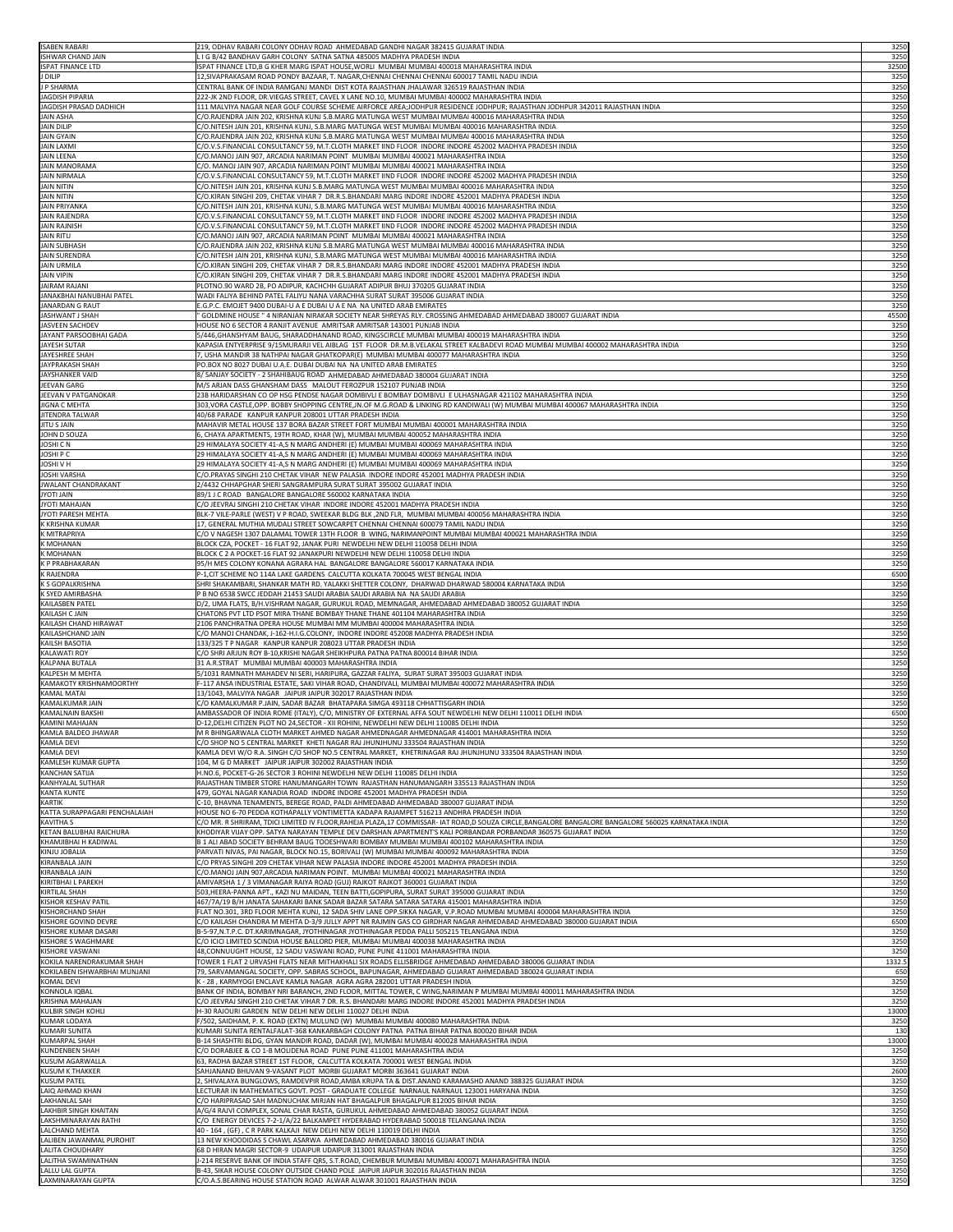| ISABEN RABARI | 219, ODHAV RABARI COLONY ODHAV ROAD AHMEDABAD GANDHI NAGAR 382415 GUJARAT INDIA | 3250 |
|---|---|---|
| ISHWAR CHAND JAIN | L I G B/42 BANDHAV GARH COLONY SATNA SATNA 485005 MADHYA PRADESH INDIA | 3250 |
| ISPAT FINANCE LTD | ISPAT FINANCE LTD,B G KHER MARG ISPAT HOUSE,WORLI MUMBAI MUMBAI 400018 MAHARASHTRA INDIA | 32500 |
| J DILIP | 12,SIVAPRAKASAM ROAD PONDY BAZAAR, T. NAGAR,CHENNAI CHENNAI CHENNAI 600017 TAMIL NADU INDIA | 3250 |
| J P SHARMA | CENTRAL BANK OF INDIA RAMGANJ MANDI DIST KOTA RAJASTHAN JHALAWAR 326519 RAJASTHAN INDIA | 3250 |
| JAGDISH PIPARIA | 222-JK 2ND FLOOR, DR.VIEGAS STREET, CAVEL X LANE NO.10, MUMBAI MUMBAI 400002 MAHARASHTRA INDIA | 3250 |
| JAGDISH PRASAD DADHICH | 111 MALVIYA NAGAR NEAR GOLF COURSE SCHEME AIRFORCE AREA;JODHPUR RESIDENCE JODHPUR; RAJASTHAN JODHPUR 342011 RAJASTHAN INDIA | 3250 |
| JAIN ASHA | C/O.RAJENDRA JAIN 202, KRISHNA KUNJ S.B.MARG MATUNGA WEST MUMBAI MUMBAI 400016 MAHARASHTRA INDIA | 3250 |
| JAIN DILIP | C/O.NITESH JAIN 201, KRISHNA KUNJ, S.B.MARG MATUNGA WEST MUMBAI MUMBAI 400016 MAHARASHTRA INDIA | 3250 |
| JAIN GYAIN | C/O.RAJENDRA JAIN 202, KRISHNA KUNJ S.B.MARG MATUNGA WEST MUMBAI MUMBAI 400016 MAHARASHTRA INDIA | 3250 |
| JAIN LAXMI | C/O.V.S.FINANCIAL CONSULTANCY 59, M.T.CLOTH MARKET IIND FLOOR INDORE INDORE 452002 MADHYA PRADESH INDIA | 3250 |
| JAIN LEENA | C/O.MANOJ JAIN 907, ARCADIA NARIMAN POINT MUMBAI MUMBAI 400021 MAHARASHTRA INDIA | 3250 |
| JAIN MANORAMA | C/O. MANOJ JAIN 907, ARCADIA NARIMAN POINT MUMBAI MUMBAI 400021 MAHARASHTRA INDIA | 3250 |
| JAIN NIRMALA | C/O.V.S.FINANCIAL CONSULTANCY 59, M.T.CLOTH MARKET IIND FLOOR INDORE INDORE 452002 MADHYA PRADESH INDIA | 3250 |
| JAIN NITIN | C/O.NITESH JAIN 201, KRISHNA KUNJ S.B.MARG MATUNGA WEST MUMBAI MUMBAI 400016 MAHARASHTRA INDIA | 3250 |
| JAIN NITIN | C/O.KIRAN SINGHI 209, CHETAK VIHAR 7 DR.R.S.BHANDARI MARG INDORE INDORE 452001 MADHYA PRADESH INDIA | 3250 |
| JAIN PRIYANKA | C/O.NITESH JAIN 201, KRISHNA KUNJ, S.B.MARG MATUNGA WEST MUMBAI MUMBAI 400016 MAHARASHTRA INDIA | 3250 |
| JAIN RAJENDRA | C/O.V.S.FINANCIAL CONSULTANCY 59, M.T.CLOTH MARKET IIND FLOOR INDORE INDORE 452002 MADHYA PRADESH INDIA | 3250 |
| JAIN RAJNISH | C/O.V.S.FINANCIAL CONSULTANCY 59, M.T.CLOTH MARKET IIND FLOOR INDORE INDORE 452002 MADHYA PRADESH INDIA | 3250 |
| JAIN RITU | C/O.MANOJ JAIN 907, ARCADIA NARIMAN POINT MUMBAI MUMBAI 400021 MAHARASHTRA INDIA | 3250 |
| JAIN SUBHASH | C/O.RAJENDRA JAIN 202, KRISHNA KUNJ S.B.MARG MATUNGA WEST MUMBAI MUMBAI 400016 MAHARASHTRA INDIA | 3250 |
| JAIN SURENDRA | C/O.NITESH JAIN 201, KRISHNA KUNJ, S.B.MARG MATUNGA WEST MUMBAI MUMBAI 400016 MAHARASHTRA INDIA | 3250 |
| JAIN URMILA | C/O.KIRAN SINGHI 209, CHETAK VIHAR 7 DR.R.S.BHANDARI MARG INDORE INDORE 452001 MADHYA PRADESH INDIA | 3250 |
| JAIN VIPIN | C/O.KIRAN SINGHI 209, CHETAK VIHAR 7 DR.R.S.BHANDARI MARG INDORE INDORE 452001 MADHYA PRADESH INDIA | 3250 |
| JAIRAM RAJANI | PLOTNO.90 WARD 2B, PO ADIPUR, KACHCHH GUJARAT ADIPUR BHUJ 370205 GUJARAT INDIA | 3250 |
| JANAKBHAI NANUBHAI PATEL | WADI FALIYA BEHIND PATEL FALIYU NANA VARACHHA SURAT SURAT 395006 GUJARAT INDIA | 3250 |
| JANARDAN G RAUT | E.G.P.C. EMOJET 9400 DUBAI-U A E DUBAI U A E NA NA UNITED ARAB EMIRATES | 3250 |
| JASHWANT J SHAH | " GOLDMINE HOUSE " 4 NIRANJAN NIRAKAR SOCIETY NEAR SHREYAS RLY. CROSSING AHMEDABAD AHMEDABAD 380007 GUJARAT INDIA | 45500 |
| JASVEEN SACHDEV | HOUSE NO 6 SECTOR 4 RANJIT AVENUE AMRITSAR AMRITSAR 143001 PUNJAB INDIA | 3250 |
| JAYANT PARSOOBHAI GADA | 5/446,GHANSHYAM BAUG, SHARADDHANAND ROAD, KINGSCIRCLE MUMBAI MUMBAI 400019 MAHARASHTRA INDIA | 3250 |
| JAYESH SUTAR | KAPASIA ENTYERPRISE 9/15MURARJI VEL AIBLAG 1ST FLOOR DR.M.B.VELAKAL STREET KALBADEVI ROAD MUMBAI MUMBAI 400002 MAHARASHTRA INDIA | 3250 |
| JAYESHREE SHAH | 7, USHA MANDIR 38 NATHPAI NAGAR GHATKOPAR(E) MUMBAI MUMBAI 400077 MAHARASHTRA INDIA | 3250 |
| JAYPRAKASH SHAH | PO.BOX NO 8027 DUBAI U.A.E. DUBAI DUBAI NA NA UNITED ARAB EMIRATES | 3250 |
| JAYSHANKER VAID | 8/ SANJAY SOCIETY - 2 SHAHIBAUG ROAD AHMEDABAD AHMEDABAD 380004 GUJARAT INDIA | 3250 |
| JEEVAN GARG | M/S ARJAN DASS GHANSHAM DASS MALOUT FEROZPUR 152107 PUNJAB INDIA | 3250 |
| JEEVAN V PATGANOKAR | 23B HARIDARSHAN CO OP HSG PENDSE NAGAR DOMBIVLI E BOMBAY DOMBIVLI E ULHASNAGAR 421102 MAHARASHTRA INDIA | 3250 |
| JIGNA C MEHTA | 303,VORA CASTLE,OPP. BOBBY SHOPPING CENTRE,JN.OF M.G.ROAD & LINKING RD KANDIWALI (W) MUMBAI MUMBAI 400067 MAHARASHTRA INDIA | 3250 |
| JITENDRA TALWAR | 40/68 PARADE KANPUR KANPUR 208001 UTTAR PRADESH INDIA | 3250 |
| JITU S JAIN | MAHAVIR METAL HOUSE 137 BORA BAZAR STREET FORT MUMBAI MUMBAI 400001 MAHARASHTRA INDIA | 3250 |
| JOHN D SOUZA | 6, CHAYA APARTMENTS, 19TH ROAD, KHAR (W), MUMBAI MUMBAI 400052 MAHARASHTRA INDIA | 3250 |
| JOSHI C N | 29 HIMALAYA SOCIETY 41-A,S N MARG ANDHERI (E) MUMBAI MUMBAI 400069 MAHARASHTRA INDIA | 3250 |
| JOSHI P C | 29 HIMALAYA SOCIETY 41-A,S N MARG ANDHERI (E) MUMBAI MUMBAI 400069 MAHARASHTRA INDIA | 3250 |
| JOSHI V H | 29 HIMALAYA SOCIETY 41-A,S N MARG ANDHERI (E) MUMBAI MUMBAI 400069 MAHARASHTRA INDIA | 3250 |
| JOSHI VARSHA | C/O.PRAYAS SINGHI 210 CHETAK VIHAR NEW PALASIA INDORE INDORE 452001 MADHYA PRADESH INDIA | 3250 |
| JWALANT CHANDRAKANT | 2/4432 CHHAPGHAR SHERI SANGRAMPURA SURAT SURAT 395002 GUJARAT INDIA | 3250 |
| JYOTI JAIN | 89/1 J C ROAD BANGALORE BANGALORE 560002 KARNATAKA INDIA | 3250 |
| JYOTI MAHAJAN | C/O JEEVRAJ SINGHI 210 CHETAK VIHAR INDORE INDORE 452001 MADHYA PRADESH INDIA | 3250 |
| JYOTI PARESH MEHTA | BLK-7 VILE-PARLE (WEST) V P ROAD, SWEEKAR BLDG BLK ,2ND FLR, MUMBAI MUMBAI 400056 MAHARASHTRA INDIA | 3250 |
| K KRISHNA KUMAR | 17, GENERAL MUTHIA MUDALI STREET SOWCARPET CHENNAI CHENNAI 600079 TAMIL NADU INDIA | 3250 |
| K MITRAPRIYA | C/O V NAGESH 1307 DALAMAL TOWER 13TH FLOOR B WING, NARIMANPOINT MUMBAI MUMBAI 400021 MAHARASHTRA INDIA | 3250 |
| K MOHANAN | BLOCK CZA, POCKET - 16 FLAT 92, JANAK PURI NEWDELHI NEW DELHI 110058 DELHI INDIA | 3250 |
| K MOHANAN | BLOCK C 2 A POCKET-16 FLAT 92 JANAKPURI NEWDELHI NEW DELHI 110058 DELHI INDIA | 3250 |
| K P PRABHAKARAN | 95/H MES COLONY KONANA AGRARA HAL BANGALORE BANGALORE 560017 KARNATAKA INDIA | 3250 |
| K RAJENDRA | P-1,CIT SCHEME NO 114A LAKE GARDENS CALCUTTA KOLKATA 700045 WEST BENGAL INDIA | 6500 |
| K S GOPALKRISHNA | SHRI SHAKAMBARI, SHANKAR MATH RD. YALAKKI SHETTER COLONY, DHARWAD DHARWAD 580004 KARNATAKA INDIA | 3250 |
| K SYED AMIRBASHA | P B NO 6538 SWCC JEDDAH 21453 SAUDI ARABIA SAUDI ARABIA NA NA SAUDI ARABIA | 3250 |
| KAILASBEN PATEL | D/2, UMA FLATS, B/H.VISHRAM NAGAR, GURUKUL ROAD, MEMNAGAR, AHMEDABAD AHMEDABAD 380052 GUJARAT INDIA | 3250 |
| KAILASH C JAIN | CHATONS PVT LTD PSOT MIRA THANE BOMBAY THANE THANE 401104 MAHARASHTRA INDIA | 3250 |
| KAILASH CHAND HIRAWAT | 2106 PANCHRATNA OPERA HOUSE MUMBAI MM MUMBAI 400004 MAHARASHTRA INDIA | 3250 |
| KAILASHCHAND JAIN | C/O MANOJ CHANDAK, J-162-H.I.G.COLONY, INDORE INDORE 452008 MADHYA PRADESH INDIA | 3250 |
| KAILSH BASOTIA | 133/325 T P NAGAR KANPUR KANPUR 208023 UTTAR PRADESH INDIA | 3250 |
| KALAWATI ROY | C/O SHRI ARJUN ROY B-10,KRISHI NAGAR SHEIKHPURA PATNA PATNA 800014 BIHAR INDIA | 3250 |
| KALPANA BUTALA | 31 A.R.STRAT MUMBAI MUMBAI 400003 MAHARASHTRA INDIA | 3250 |
| KALPESH M MEHTA | 5/1031 RAMNATH MAHADEV NI SERI, HARIPURA, GAZZAR FALIYA, SURAT SURAT 395003 GUJARAT INDIA | 3250 |
| KAMAKOTY KRISHNAMOORTHY | F-117 ANSA INDUSTRIAL ESTATE, SAKI VIHAR ROAD, CHANDIVALI, MUMBAI MUMBAI 400072 MAHARASHTRA INDIA | 3250 |
| KAMAL MATAI | 13/1043, MALVIYA NAGAR JAIPUR JAIPUR 302017 RAJASTHAN INDIA | 3250 |
| KAMALKUMAR JAIN | C/O KAMALKUMAR P.JAIN, SADAR BAZAR BHATAPARA SIMGA 493118 CHHATTISGARH INDIA | 3250 |
| KAMALNAIN BAKSHI | AMBASSADOR OF INDIA ROME (ITALY), C/O, MINISTRY OF EXTERNAL AFFA SOUT NEWDELHI NEW DELHI 110011 DELHI INDIA | 6500 |
| KAMINI MAHAJAN | D-12,DELHI CITIZEN PLOT NO 24,SECTOR - XIII ROHINI, NEWDELHI NEW DELHI 110085 DELHI INDIA | 3250 |
| KAMLA BALDEO JHAWAR | M R BHINGARWALA CLOTH MARKET AHMED NAGAR AHMEDNAGAR AHMEDNAGAR 414001 MAHARASHTRA INDIA | 3250 |
| KAMLA DEVI | C/O SHOP NO 5 CENTRAL MARKET KHETI NAGAR RAJ JHUNJHUNU 333504 RAJASTHAN INDIA | 3250 |
| KAMLA DEVI | KAMLA DEVI W/O R.A. SINGH C/O SHOP NO.5 CENTRAL MARKET, KHETRINAGAR RAJ JHUNJHUNU 333504 RAJASTHAN INDIA | 3250 |
| KAMLESH KUMAR GUPTA | 104, M G D MARKET JAIPUR JAIPUR 302002 RAJASTHAN INDIA | 3250 |
| KANCHAN SATIJA | H.NO.6, POCKET-G-26 SECTOR 3 ROHINI NEWDELHI NEW DELHI 110085 DELHI INDIA | 3250 |
| KANHYALAL SUTHAR | RAJASTHAN TIMBER STORE HANUMANGARH TOWN RAJASTHAN HANUMANGARH 335513 RAJASTHAN INDIA | 3250 |
| KANTA KUNTE | 479, GOYAL NAGAR KANADIA ROAD INDORE INDORE 452001 MADHYA PRADESH INDIA | 3250 |
| KARTIK | C-10, BHAVNA TENAMENTS, BEREGE ROAD, PALDI AHMEDABAD AHMEDABAD 380007 GUJARAT INDIA | 3250 |
| KATTA SURAPPAGARI PENCHALAIAH | HOUSE NO 6-70 PEDDA KOTHAPALLY VONTIMETTA KADAPA RAJAMPET 516213 ANDHRA PRADESH INDIA | 3250 |
| KAVITHA S | C/O MR. R SHRIRAM, TDICI LIMITED IV FLOOR,RAHEJA PLAZA,17 COMMISSAR- IAT ROAD,D SOUZA CIRCLE,BANGALORE BANGALORE BANGALORE 560025 KARNATAKA INDIA | 3250 |
| KETAN BALUBHAI RAICHURA | KHODIYAR VIJAY OPP. SATYA NARAYAN TEMPLE DEV DARSHAN APARTMENT'S KALI PORBANDAR PORBANDAR 360575 GUJARAT INDIA | 3250 |
| KHAMJIBHAI H KADIWAL | B 1 ALI ABAD SOCIETY BEHRAM BAUG TOOESHWARI BOMBAY MUMBAI MUMBAI 400102 MAHARASHTRA INDIA | 3250 |
| KINJU JOBALIA | PARVATI NIVAS, PAI NAGAR, BLOCK NO.15, BORIVALI (W) MUMBAI MUMBAI 400092 MAHARASHTRA INDIA | 3250 |
| KIRANBALA JAIN | C/O PRYAS SINGHI 209 CHETAK VIHAR NEW PALASIA INDORE INDORE 452001 MADHYA PRADESH INDIA | 3250 |
| KIRANBALA JAIN | C/O.MANOJ JAIN 907,ARCADIA NARIMAN POINT. MUMBAI MUMBAI 400021 MAHARASHTRA INDIA | 3250 |
| KIRITBHAI L PAREKH | AMIVARSHA 1 / 3 VIMANAGAR RAIYA ROAD (GUJ) RAJKOT RAJKOT 360001 GUJARAT INDIA | 3250 |
| KIRTILAL SHAH | 503,HEERA-PANNA APT., KAZI NU MAIDAN, TEEN BATTI,GOPIPURA, SURAT SURAT 395000 GUJARAT INDIA | 3250 |
| KISHOR KESHAV PATIL | 467/7A/19 B/H JANATA SAHAKARI BANK SADAR BAZAR SATARA SATARA SATARA 415001 MAHARASHTRA INDIA | 3250 |
| KISHORCHAND SHAH | FLAT NO.301, 3RD FLOOR MEHTA KUNJ, 12 SADA SHIV LANE OPP.SIKKA NAGAR, V.P.ROAD MUMBAI MUMBAI 400004 MAHARASHTRA INDIA | 3250 |
| KISHORE GOVIND DEVRE | C/O KAILASH CHANDRA M MEHTA D-3/9 JULLY APPT NR RAJMIN GAS CO GIRDHAR NAGAR AHMEDABAD AHMEDABAD 380000 GUJARAT INDIA | 6500 |
| KISHORE KUMAR DASARI | B-5-97,N.T.P.C. DT.KARIMNAGAR, JYOTHINAGAR JYOTHINAGAR PEDDA PALLI 505215 TELANGANA INDIA | 3250 |
| KISHORE S WAGHMARE | C/O ICICI LIMITED SCINDIA HOUSE BALLORD PIER, MUMBAI MUMBAI 400038 MAHARASHTRA INDIA | 3250 |
| KISHORE VASWANI | 48,CONNUUGHT HOUSE, 12 SADU VASWANI ROAD, PUNE PUNE 411001 MAHARASHTRA INDIA | 3250 |
| KOKILA NARENDRAKUMAR SHAH | TOWER 1 FLAT 2 URVASHI FLATS NEAR MITHAKHALI SIX ROADS ELLISBRIDGE AHMEDABAD AHMEDABAD 380006 GUJARAT INDIA | 1332.5 |
| KOKILABEN ISHWARBHAI MUNJANI | 79, SARVAMANGAL SOCIETY, OPP. SABRAS SCHOOL, BAPUNAGAR, AHMEDABAD GUJARAT AHMEDABAD 380024 GUJARAT INDIA | 650 |
| KOMAL DEVI | K - 28 , KARMYOGI ENCLAVE KAMLA NAGAR AGRA AGRA 282001 UTTAR PRADESH INDIA | 3250 |
| KONNOLA IQBAL | BANK OF INDIA, BOMBAY NRI BARANCH, 2ND FLOOR, MITTAL TOWER, C WING,NARIMAN P MUMBAI MUMBAI 400011 MAHARASHTRA INDIA | 3250 |
| KRISHNA MAHAJAN | C/O JEEVRAJ SINGHI 210 CHETAK VIHAR 7 DR. R.S. BHANDARI MARG INDORE INDORE 452001 MADHYA PRADESH INDIA | 3250 |
| KULBIR SINGH KOHLI | H-30 RAJOURI GARDEN NEW DELHI NEW DELHI 110027 DELHI INDIA | 13000 |
| KUMAR LODAYA | F/502, SAIDHAM, P. K. ROAD (EXTN) MULUND (W) MUMBAI MUMBAI 400080 MAHARASHTRA INDIA | 3250 |
| KUMARI SUNITA | KUMARI SUNITA RENTALFALAT-368 KANKARBAGH COLONY PATNA PATNA BIHAR PATNA 800020 BIHAR INDIA | 130 |
| KUMARPAL SHAH | B-14 SHASHTRI BLDG, GYAN MANDIR ROAD, DADAR (W), MUMBAI MUMBAI 400028 MAHARASHTRA INDIA | 13000 |
| KUNDENBEN SHAH | C/O DORABJEE & CO 1-B MOLIDENA ROAD PUNE PUNE 411001 MAHARASHTRA INDIA | 3250 |
| KUSUM AGARWALLA | 63, RADHA BAZAR STREET 1ST FLOOR, CALCUTTA KOLKATA 700001 WEST BENGAL INDIA | 3250 |
| KUSUM K THAKKER | SAHJANAND BHUVAN 9-VASANT PLOT MORBI GUJARAT MORBI 363641 GUJARAT INDIA | 2600 |
| KUSUM PATEL | 2, SHIVALAYA BUNGLOWS, RAMDEVPIR ROAD,AMBA KRUPA TA & DIST.ANAND KARAMASHD ANAND 388325 GUJARAT INDIA | 3250 |
| LAIQ AHMAD KHAN | LECTURAR IN MATHEMATICS GOVT. POST - GRADUATE COLLEGE NARNAUL NARNAUL 123001 HARYANA INDIA | 3250 |
| LAKHANLAL SAH | C/O HARIPRASAD SAH MADNUCHAK MIRJAN HAT BHAGALPUR BHAGALPUR 812005 BIHAR INDIA | 3250 |
| LAKHBIR SINGH KHAITAN | A/G/4 RAJVI COMPLEX, SONAL CHAR RASTA, GURUKUL AHMEDABAD AHMEDABAD 380052 GUJARAT INDIA | 3250 |
| LAKSHMINARAYAN RATHI | C/O ENERGY DEVICES 7-2-1/A/22 BALKAMPET HYDERABAD HYDERABAD 500018 TELANGANA INDIA | 3250 |
| LALCHAND MEHTA | 40 - 164 , (GF) , C R PARK KALKAJI NEW DELHI NEW DELHI 110019 DELHI INDIA | 3250 |
| LALIBEN JAWANMAL PUROHIT | 13 NEW KHOODIDAS S CHAWL ASARWA AHMEDABAD AHMEDABAD 380016 GUJARAT INDIA | 3250 |
| LALITA CHOUDHARY | 68 D HIRAN MAGRI SECTOR-9 UDAIPUR UDAIPUR 313001 RAJASTHAN INDIA | 3250 |
| LALITHA SWAMINATHAN | J-214 RESERVE BANK OF INDIA STAFF QRS, S.T.ROAD, CHEMBUR MUMBAI MUMBAI 400071 MAHARASHTRA INDIA | 3250 |
| LALLU LAL GUPTA | B-43, SIKAR HOUSE COLONY OUTSIDE CHAND POLE JAIPUR JAIPUR 302016 RAJASTHAN INDIA | 3250 |
| LAXMINARAYAN GUPTA | C/O.A.S.BEARING HOUSE STATION ROAD ALWAR ALWAR 301001 RAJASTHAN INDIA | 3250 |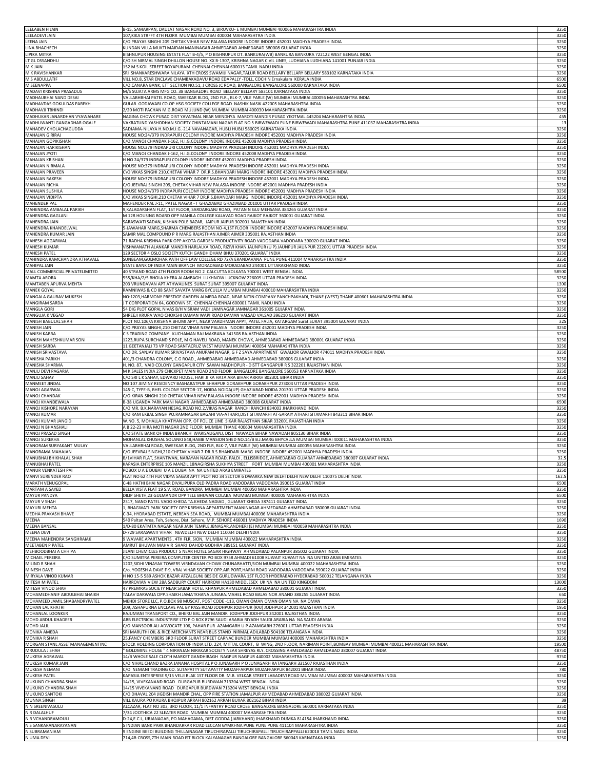| | | |
|---|---|---|
| LEELABEN H JAIN | B-15, SAMARPAN, DAULAT NAGAR ROAD NO. 3, BIRUVKU- E MUMBAI MUMBAI 400066 MAHARASHTRA INDIA | 3250 |
| LEELADEVI JAIN | 107,KIKA STRFFT 4TH FLORR MUMBAI MUMBAI 400004 MAHARASHTRA INDIA | 3250 |
| LEENA JAIN | C/O PRAYAS SINGHI 209 CHETAK VIHAR NEW PALASIA INDORE INDORE 452001 MADHYA PRADESH INDIA | 3250 |
| LINA BHACHECH | KUNDAN VILLA MUKTI MAIDAN MANINAGAR AHMEDABAD AHMEDABAD 380008 GUJARAT INDIA | 3250 |
| LIPIKA MITRA | BISHNUPUR HOUSING ESTATE FLAT B-4/5, P O BISHNUPUR DT. BANKURA(WB) BANKURA BANKURA 722122 WEST BENGAL INDIA | 3250 |
| LT GL DSSANDHU | C/O SH NIRMAL SINGH DHILLON HOUSE NO. XX B-1307, KRISHNA NAGAR CIVIL LINES, LUDHIANA LUDHIANA 141001 PUNJAB INDIA | 3250 |
| M K JAIN | 152 M S KOIL STREET ROYAPURAM CHENNAI CHENNAI 600013 TAMIL NADU INDIA | 3250 |
| M K RAVISHANKAR | SRI SHANKARESHWARA NILAYA XTH CROSS SWAMIJI NAGAR,TALUR ROAD BELLARY BELLARY BELLARY 583102 KARNATAKA INDIA | 3250 |
| M S ABDULLATIF | VILL NO.8, STAR ENCLAVE CHAMBAKADAVU ROAD EDAPALLY -TOLL, COCHIN Ernakulam KERALA INDIA | 6500 |
| M SEENAPPA | C/O.CANARA BANK, ETT SECTION NO.51, J CROSS JC ROAD, BANGALORE BANGALORE 560000 KARNATAKA INDIA | 6500 |
| MADAVI KRISHNA PRASADUS | M/S SUJATA ARMS MFG CO. 38 BANGALORE ROAD BELLARY BELLARY 583101 KARNATAKA INDIA | 3250 |
| MADHAUBHAI NAND DESAI | VALLABHBHAI PATEL ROAD, SWEEKAR BLDG, 2ND FLR., BLK-7, VILE PARLE (W) MUMBAI MUMBAI 400056 MAHARASHTRA INDIA | 3250 |
| MADHAVDAS GOKULDAS PAREKH | GULAB GODAWARI CO.OP.HSG.SOCIETY COLLEGE ROAD NASHIK NASIK 422005 MAHARASHTRA INDIA | 3250 |
| MADHAVJI TBHINDI | 2/20 MOTI PACHAN M.G.ROAD MULUND (W) MUMBAI MUMBAI 400030 MAHARASHTRA INDIA | 3250 |
| MADHUKAR JANARDHAN VYAWAHARE | NAGINA CHOWK PUSAD DIST YAVATMAL NEAR MENDHYA MAROTI MANDIR PUSAD YEOTMAL 445204 MAHARASHTRA INDIA | 455 |
| MADHUWANTI GANGADHAR OGALE | VAKRATUND YASHODHAN SOCIETY CHINTAMANI NAGAR FLAT NO 5 BIBWEWADI PUNE BIBWEWADI MAHARASHTRA PUNE 411037 MAHARASHTRA INDIA | 13 |
| MAHADEV CHOLACHAGUDDA | SADJAMA-NILAYA H.NO.M.I.G.-214 NAVANAGAR, HUBLI HUBLI 580025 KARNATAKA INDIA | 3250 |
| MAHAJAN GIRIRAJ | HOUSE NO:24/379 INDRAPURI COLONY INDORE MADHYA PRADESH INDORE 452001 MADHYA PRADESH INDIA | 3250 |
| MAHAJAN GOPIKISHAN | C/O.MANOJ CHANDAK J-162, H.I.G.COLONY INDORE INDORE 452008 MADHYA PRADESH INDIA | 3250 |
| MAHAJAN HARIKISHAN | HOUSE NO:379 INDRAPURI COLONY INDORE MADHYA PRADESH INDORE 452001 MADHYA PRADESH INDIA | 3250 |
| MAHAJAN JYOTI | C/O.MANOJ CHANDAK J-162, H.I.G.COLONY INDORE INDORE 452008 MADHYA PRADESH INDIA | 3250 |
| MAHAJAN KRISHAN | H NO 24/379 INDRAPURI COLONY INDORE INDORE 452001 MADHYA PRADESH INDIA | 3250 |
| MAHAJAN NIRMALA | HOUSE NO:379 INDRAPURI COLONY INDORE MADHYA PRADESH INDORE 452001 MADHYA PRADESH INDIA | 3250 |
| MAHAJAN PRAVEEN | C\O VIKAS SINGHI 210,CHETAK VIHAR 7 DR.R.S.BHANDARI MARG INDORE INDORE 452001 MADHYA PRADESH INDIA | 3250 |
| MAHAJAN RAKESH | HOUSE NO:379 INDRAPURI COLONY INDORE MADHYA PRADESH INDORE 452001 MADHYA PRADESH INDIA | 3250 |
| MAHAJAN RICHA | C/O.JEEVRAJ SINGHI 209, CHETAK VIHAR NEW PALASIA INDORE INDORE 452001 MADHYA PRADESH INDIA | 3250 |
| MAHAJAN SUSHILA | HOUSE NO:24/379 INDRAPURI COLONY INDORE MADHYA PRADESH INDORE 452001 MADHYA PRADESH INDIA | 3250 |
| MAHAJAN VIDIPTA | C/O.VIKAS SINGHI,210 CHETAK VIHAR 7 DR.R.S.BHANDARI MARG INDORE INDORE 452001 MADHYA PRADESH INDIA | 3250 |
| MAHENDER PAL | MAHENDER PAL J-11, PATEL NAGAR - I GHAZIABAD GHAZIABAD 201001 UTTAR PRADESH INDIA | 3250 |
| MAHENDRA AMBALAL PARIKH | 9,KALADARSHAN FLAT, 1ST FLOOR, SARDARGANJ ROAD, PATAN N GUJ MEHSANA 384265 GUJARAT INDIA | 3250 |
| MAHENDRA GAGLANI | M 128 HOUSING BOARD OPP MAHILA COLLEGE KALAVAD ROAD RAJKOT RAJKOT 360001 GUJARAT INDIA | 3250 |
| MAHENDRA JAIN | SARASWATI SADAN, KISHAN POLE BAZAR, JAIPUR JAIPUR 302001 RAJASTHAN INDIA | 3250 |
| MAHENDRA KHANDELWAL | 5-JAWAHAR MARG,SHARMA CHEMBERS ROOM NO-4,1ST FLOOR INDORE INDORE 452007 MADHYA PRADESH INDIA | 3250 |
| MAHENDRA KUMAR JAIN | SAMIR MAL COMPOUND P R MARG RAJASTHAN AJMER AJMER 305001 RAJASTHAN INDIA | 3250 |
| MAHESH AGGARWAL | 71 RADHA KRISHNA PARK OPP AKOTA GARDEN PRODUCTIVITY ROAD VADODARA VADODARA 390020 GUJARAT INDIA | 3250 |
| MAHESH KUMAR | VISHWANATH ALANKAR MANDIR HARLALKA ROAD, RIZIVI KHAN JAUNPUR (U P) JAUNPUR JAUNPUR 222001 UTTAR PRADESH INDIA | 3250 |
| MAHESH PATEL | 129 SECTOR 4 OSLO SOCIETY KUTCH GANDHIDHAM BHUJ 370201 GUJARAT INDIA | 3250 |
| MAHINDRA RAMCHANDRA ATHAVALE | SUNBEAM,GULMOHAR PATH OFF LAW COLLEGE RD 72/A ERANDAVANA PUNE PUNE 411004 MAHARASHTRA INDIA | 3250 |
| MAHIPAL JAIN | STATE BANK OF INDIA MAIN BRANCH MORADABAD MORADABAD 244001 UTTARAKHAND INDIA | 3250 |
| MALL COMMERCIAL PRIVATELIMITED | 40 STRAND ROAD 4TH FLOOR ROOM NO 2 CALCUTTA KOLKATA 700001 WEST BENGAL INDIA | 58500 |
| MAMTA ARORA | 555/KHA/2/5 BHOLA KHERA ALAMBAGH LUKHNOW LUCKNOW 226005 UTTAR PRADESH INDIA | 3250 |
| MAMTABEN APURVA MEHTA | 203 VRUNDAVAN APT ATHWALINES SURAT SURAT 395007 GUJARAT INDIA | 1300 |
| MANEK GOYAL | RAMNIWAS & CO 88 SANT SAVATA MARG BYCULLA MUMBAI MUMBAI 400010 MAHARASHTRA INDIA | 3250 |
| MANGALA GAURAV MUKESH | NO:1203,HARMONY PRESTIGE GARDEN ALMEDA ROAD, NEAR NITIN COMPANY PANCHPAKHADI, THANE (WEST) THANE 400601 MAHARASHTRA INDIA | 3250 |
| MANGIRAM SARDA | J T CORPORATION 64, GODOWN ST. CHENNAI CHENNAI 600001 TAMIL NADU INDIA | 3250 |
| MANGLA GORI | 54 DIG PLOT GOPAL NIVAS B/H VISRAM VADI JAMNAGAR JAMNAGAR 361005 GUJARAT INDIA | 3250 |
| MANGUJA K VEGAD | SHREEJI KRUPA WAO CHOKSHI DAMAN WAPI ROAD DAMAN VALSAD VALSAD 396210 GUJARAT INDIA | 3250 |
| MANISH BABULAL SHAH | PLOT NO.106/A KRISHNA BHUMI APPT, NEAR VARDHMAN APPT, PATEL FALIA, KATARGAM Surat SURAT 395004 GUJARAT INDIA | 325 |
| MANISH JAIN | C/O.PRAYAS SINGHI,210 CHETAK VIHAR NEW PALASIA INDORE INDORE 452001 MADHYA PRADESH INDIA | 3250 |
| MANISH KABRA | C S TRADING COMPANY KUCHAMAN RAJ MAKRANA 341508 RAJASTHAN INDIA | 3250 |
| MANISH MAHESHKUMAR SONI | 1223,RUPA SURCHAND S POLE, M G HAVELI ROAD, MANEK CHOWK, AHMEDABAD AHMEDABAD 380001 GUJARAT INDIA | 3250 |
| MANISH SARDA | 11 GEETANJALI 73 VP ROAD SANTACRUZ WEST MUMBAI MUMBAI 400054 MAHARASHTRA INDIA | 3250 |
| MANISH SRIVASTAVA | C/O DR. SANJAY KUMAR SRIVASTAVA ANUPAM NAGAR, G F Z SAYA APARTMENT GWALIOR GWALIOR 474011 MADHYA PRADESH INDIA | 3250 |
| MANISHA PARIKH | 401/3 CHANDRA COLONY, C.G ROAD,, AHMEDABAD AHMEDABAD 380006 GUJARAT INDIA | 3250 |
| MANISHA SHARMA | H. NO. 87, VAID COLONY GANGAPUR CITY SAWAI MADHOPUR - DISTT GANGAPUR R S 322201 RAJASTHAN INDIA | 3250 |
| MANJU DEVI PAGARIA | M K SALES INDIA 279 CHICKPET MAIN ROAD 2ND FLOOR BANGALORE BANGALORE 560053 KARNATAKA INDIA | 3250 |
| MANJU SAHAY | C/O SRI L K SAHAY, EDWARD HOUSE, HARI JI KA HATA ARA BIHAR ARRAH 802301 BIHAR INDIA | 3250 |
| MANMEET JINDAL | NO 107 JEMINY RESIDENCY BASHARATPUR SHAHPUR GORAKHPUR GORAKHPUR 273004 UTTAR PRADESH INDIA | 3250 |
| MANOJ AGARWAL | 145-C, TYPE-B, BHEL COLONY SECTOR-17, NOIDA NOIDA(UP) GHAZIABAD NOIDA 201301 UTTAR PRADESH INDIA | 3250 |
| MANOJ CHANDAK | C/O KIRAN SINGHI 210 CHETAK VIHAR NEW PALASIA INDORE INDORE 452001 MADHYA PRADESH INDIA | 3250 |
| MANOJ KHANDEWALA | B-38 UGANDA PARK MANI NAGAR AHMEDABAD AHMEDABAD 380008 GUJARAT INDIA | 6500 |
| MANOJ KISHORE NARAYAN | C/O MR. B.K.NARAYAN HESAG,ROAD NO.2,VIKAS NAGAR RANCHI RANCHI 834003 JHARKHAND INDIA | 3250 |
| MANOJ KUMAR | C/O RAM EKBAL SINGH PO.RAMNAGAR BAGAHI VIA-ATHARI,DIST SITAMARHI AT-SARAIY ATHARI SITAMARHI 843311 BIHAR INDIA | 3250 |
| MANOJ KUMAR JANGID | W.NO. 5, MOHALLA KHATIYAN OPP. OF POLICE LINE SIKAR RAJASTHAN SIKAR 332001 RAJASTHAN INDIA | 3250 |
| MANOJ N BHANSHALI | A B 22-23 HIRA MOTI NAGAR 2ND FLOOR MUMBAI THANE 400604 MAHARASHTRA INDIA | 3250 |
| MANOJ PRASAD SINGH | C/O STATE BANK OF INDIA BRANCH WARISALIGANJ, DIST NAWADA BIHAR NAWADAH 805130 BIHAR INDIA | 3250 |
| MANOJ SUREKHA | MOHANLAL KHUSHAL SOLANKI 848,HABIB MANSION SHED NO.14/B B.J.MARG BHYCALLA MUMBAI MUMBAI 400011 MAHARASHTRA INDIA | 3250 |
| MANORAM SURYAKANT MULAY | VALLABHBHAI ROAD, SWEEKAR BLDG, 2ND FLR, BLK-7, VILE PARLE (W) MUMBAI MUMBAI 400056 MAHARASHTRA INDIA | 3250 |
| MANORAMA MAHAJAN | C/O JEEVRAJ SINGHI,210 CHETAK VIHAR 7-DR.R.S.BHANDARI MARG INDORE INDORE 452001 MADHYA PRADESH INDIA | 3250 |
| MANUBHAI BHIKHALAL SHAH | B/1VIHAR FLAT, SHANTIVAN, NARAYAN NAGAR ROAD, PALDI , ELLISBRIDGE, AHMEDABAD GUJARAT AHMEDABAD 380007 GUJARAT INDIA | 32.5 |
| MANUBHAI PATEL | KAPASIA ENTERPRISE 105 MANZIL 18NAGIRSHA SUKHIYA STREET FORT MUMBAI MUMBAI 400001 MAHARASHTRA INDIA | 3250 |
| MANUR VENKATESH PAI | POBOX U A E DUBAI U A E DUBAI NA NA UNITED ARAB EMIRATES | 3250 |
| MANVI SURENDER RAO | FLAT NO 62 4TH FLR VIDYA SAGAR APTT PLOT NO 34 SECTOR 6 DWARKA NEW DELHI DELHI NEW DELHI 110075 DELHI INDIA | 162.5 |
| MARATH VENUGOPAL | C-48 HATHI BHAI NAGAR DIVALIPURA OLD PADRA ROAD VADODARA VADODARA 390015 GUJARAT INDIA | 6500 |
| MARTAM A SAYED | BELLA VISTA FLAT 19 S.V. ROAD, BANDRA MUMBAI MUMBAI 400050 MAHARASHTRA INDIA | 3250 |
| MAYUR PANDYA | DILIP SHETH,23 GULMANDR OPP TELE BHUVAN COLABA MUMBAI MUMBAI 400005 MAHARASHTRA INDIA | 6500 |
| MAYUR V SHAH | 2317, NANO PATEL VADO KHEDA TA.KHEDA NADIAD , GUJARAT KHEDA 387411 GUJARAT INDIA | 3250 |
| MAYURI MEHTA | 1, BHAGWATI PARK SOCIETY OPP KRISHNA APPARTMENT MANINAGAR AHMEDABAD AHMEDABAD 380008 GUJARAT INDIA | 3250 |
| MEDHA PRAKASH BHAVE | C-34, HYDRABAD ESTATE, NEREAN SEA ROAD, MUMBAI MUMBAI 400036 MAHARASHTRA INDIA | 3250 |
| MEENA | 540 Paltan Area, Teh, Sehore, Dist. Sehore, M.P. SEHORE 466001 MADHYA PRADESH INDIA | 1690 |
| MEENA BANSAL | 1/D-80 EKATMTA NAGAR NEAR JAIN TEMPLE JBNAGAR,ANDHERI (E) MUMBAI MUMBAI 400059 MAHARASHTRA INDIA | 3250 |
| MEENA DEVI | D-729 SARASWATI VIHAR NEWDELHI NEW DELHI 110034 DELHI INDIA | 3250 |
| MEENA MAHENDRA SANGHRAIAK | 9 WAVARE APARTMENTS , 4TH FLR, SION, MUMBAI MUMBAI 400022 MAHARASHTRA INDIA | 3250 |
| MEETABEN P PATEL | AMRUT BHUVAN MAHVIR SHARI DAHOD GODHRA 389151 GUJARAT INDIA | 3250 |
| MEHBOODBHAI A CHHIPA | JILANI CHEMICLES PRODUCT S NEAR HOTEL SAGAR HIGHWAY AHMEDABAD PALANPUR 385002 GUJARAT INDIA | 3250 |
| MICHAEL PEREIRA | C/O SUMITRA PEREIRA COMPUTER CENTER PO BOX 9758 AHMADI 61008 KUWAIT KUWAIT NA NA UNITED ARAB EMIRATES | 3250 |
| MILIND R SHAH | 1202,SIDHI VINAYAK TOWERS VIRNDAVAN CHOWK CHUNABHATTI,SION MUMBAI MUMBAI 400022 MAHARASHTRA INDIA | 3250 |
| MINESH DAVE | C/o. YOGESH A DAVE F-9, VRAJ VIHAR SOCIETY OPP.AIR PORT,HARNI ROAD VADODARA VADODARA 390022 GUJARAT INDIA | 3250 |
| MIRYALA VINOD KUMAR | H NO 15-5 589 ASHOK BAZAR AFZALGUNJ BESIDE GURUDWARA 1ST FLOOR HYDERABAD HYDERABAD 500012 TELANGANA INDIA | 3250 |
| MITESH M PATEL | HARROVIAN VIEW 28A SADBURY COURT HARROW HA130 MIDDLESEX UK NA NA UNITED KINGDOM | 13000 |
| MITESH VINOD SHAH | 47 PREMRAS SOCIETY NEAR SABAR HOTEL KHANPUR AHMEDABAD AHMEDABAD 380001 GUJARAT INDIA | 3250 |
| MOHAMEDHANIF ABDULBHAI SHAIKH | TALAV DARWAJA OPP.SHAIKH JAMATKHANA JUNARAJMAHEL ROAD BALASINOR ANAND 388255 GUJARAT INDIA | 650 |
| MOHAMEED JAMIL SHABANDRYPATEL | MEHDI STORE LLC, P.O.BOX 98 MUSCAT, POST CODE -113, OMAN OMAN OMAN NA NA OMAN | 3250 |
| MOHAN LAL KHATRI | 209, ASHAPURNA ENCLAVE PAL BY PASS ROAD JODHPUR JODHPUR (RAJ) JODHPUR 342001 RAJASTHAN INDIA | 1950 |
| MOHANLAL LOONKER | RAJUMANI TRANSPORT CO., BHERU BAL JAIN MANDIR JODHPUR JODHPUR 342001 RAJASTHAN INDIA | 3250 |
| MOHD ABDUL KHADEER | ABB ELECTRICAL INDUSTRISE LTD P O BOX 8796 SAUDI ARABIA RIYADH SAUDI ARABIA NA NA SAUDI ARABIA | 3250 |
| MOHD JALIL | C/O MANSOOR ALI ADVOCATE 106, PAHAR PUR AZAMGARH U P AZAMGARH 276001 UTTAR PRADESH INDIA | 3250 |
| MONIKA AMEDA | SRI MARUTHI OIL & RICE MERCHANTS NEAR BUS STAND NIRMAL ADILABAD 504106 TELANGANA INDIA | 3250 |
| MONIKA R SHAH | 25,FANCY CHEMBERS 3RD FLOOR SURAT STREET CARNAC BUNDER MUMBAI MUMBAI 400009 MAHARASHTRA INDIA | 3250 |
| MORGAN STANL ASSETMANAGEMENTINC | STOCK HOLDING CORPORATION OF INDIA LTD. 224, MITTAL COURT, B WING, 2ND FLOOR, NARIMAN POINT,BOMBAY MUMBAI MUMBAI 400021 MAHARASHTRA INDIA | 19500 |
| MRUDULA J SHAH | " GOLDMINE HOUSE " 4 NIRANJAN NIRAKAR SOCIETY NEAR SHREYAS RLY. CROSSING AHMEDABAD AHMEDABAD 380007 GUJARAT INDIA | 48750 |
| MUKESH AGRAWAL | 14/B WHOLE SALE CLOTH MARKET GANDHIBAGH NAGPUR NAGPUR 440002 MAHARASHTRA INDIA | 9750 |
| MUKESH KUMAR JAIN | C/O NIHAL CHAND BAZRA JANANA HOSPITAL P O JUNAGARH P O JUNAGARH RATANGARH 331507 RAJASTHAN INDIA | 3250 |
| MUKESH NEMANI | C/O NEMANI TRADING CO. SUTAPATTY SUTAPATTY MUZAFFARPUR MUZAFFARPUR 842001 BIHAR INDIA | 780 |
| MUKESH PATEL | KAPASIA ENTERPRISE 9/15 VELJI BLAK 1ST FLOOR DR. M.B. VELKAR STREET LABADEVI ROAD MUMBAI MUMBAI 400002 MAHARASHTRA INDIA | 3250 |
| MUKUND CHANDRA SHAH | 14/15, VIVEKANAND ROAD DURGAPUR BURDWAN 713204 WEST BENGAL INDIA | 3250 |
| MUKUND CHANDRA SHAH | 14/15 VIVEKANAND ROAD DURGAPUR BURDWAN 713204 WEST BENGAL INDIA | 3250 |
| MUKUND SANTOKI | C/O DHAVAL 204 JIGDISH MANDIR CHAL, OPP FIRE STATION JAMALPUR AHMEDABAD AHMEDABAD 380022 GUJARAT INDIA | 3250 |
| MUNNA SINGH | VILL KAURA PO KAURA BHOJPUR ARRAH 802162 ARRAH BUXAR 802162 BIHAR INDIA | 39 |
| N N SREENIVASULU | ALCAZAR, FLAT NO 303, 3RD FLOOR, 11/1 INFANTRY ROAD CROSS BANGALORE BANGALORE 560001 KARNATAKA INDIA | 3250 |
| N R DALALHUF | 7/34 JOOTHICA 22 SLEATER ROAD MUMBAI MUMBAI 400007 MAHARASHTRA INDIA | 3250 |
| N R VCHANDRAMOULI | D-24,E.C.L, URJANAGAR, PO.MAHAGAMA, DIST.GODDA (JARKHAND) JHARKHAND DUMKA 814154 JHARKHAND INDIA | 3250 |
| N S SANKARANARAYANAN | S INDIAN BANK PARK BHANDARKAR ROAD DECCAN GYMKHNA PUNE PUNE 411104 MAHARASHTRA INDIA | 3250 |
| N SUBRAMANIAM | 9 ENGINE BEEDI BUILDING THILLAINAGAR TIRUCHIRAPALLI TIRUCHIRAPALLI TIRUCHIRAPPALLI 620018 TAMIL NADU INDIA | 3250 |
| N UMA DEVI | 714,4B-CROSS,7TH MAIN ROAD IST BLOCK KALYANAGAR BANGALORE BANGALORE 560043 KARNATAKA INDIA | 3250 |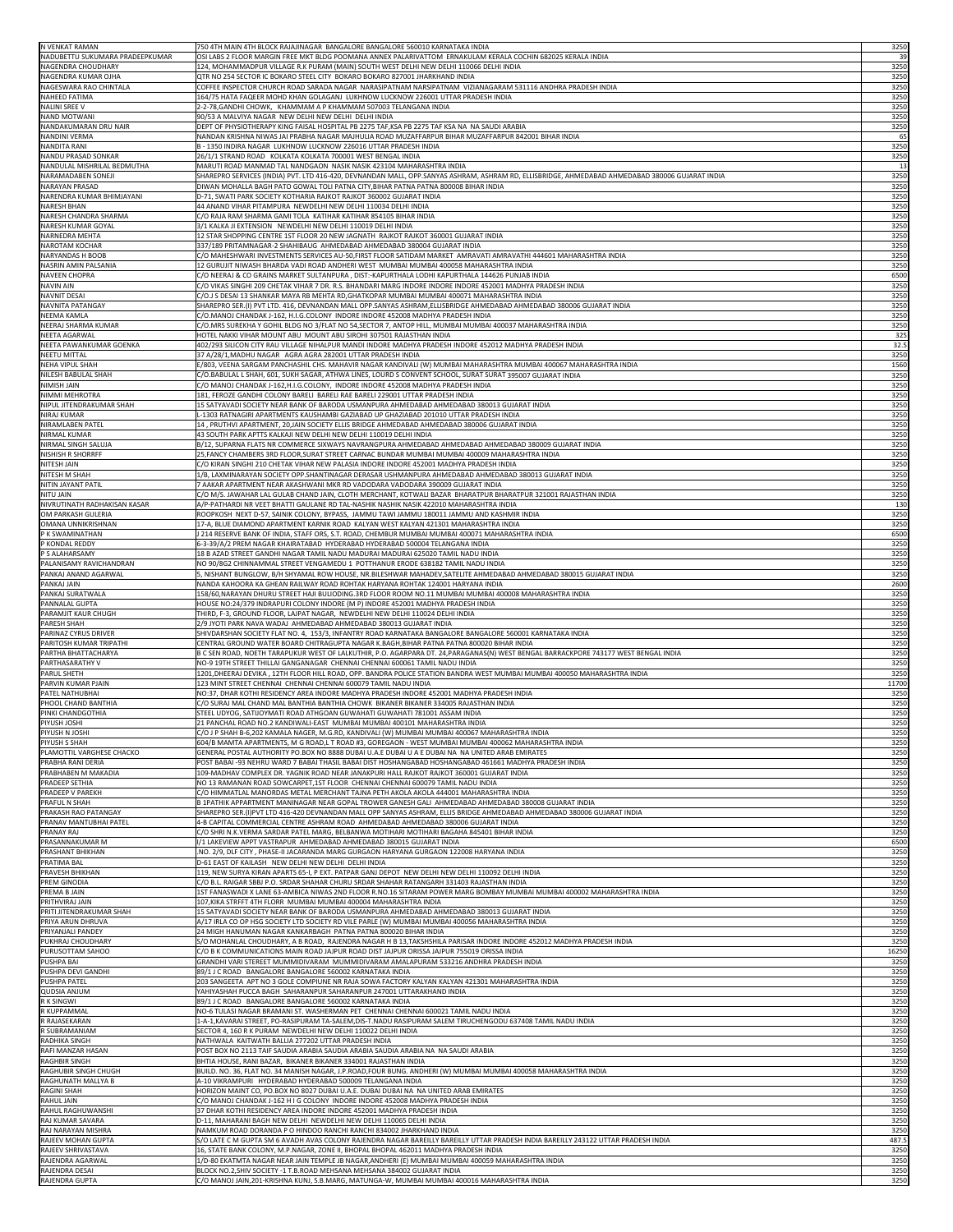| | | |
|---|---|---|
| N VENKAT RAMAN | 750 4TH MAIN 4TH BLOCK RAJAJINAGAR BANGALORE BANGALORE 560010 KARNATAKA INDIA | 3250 |
| NADUBETTU SUKUMARA PRADEEPKUMAR | OSI LABS 2 FLOOR MARGIN FREE MKT BLDG POOMANA ANNEX PALARIVATTOM ERNAKULAM KERALA COCHIN 682025 KERALA INDIA | 39 |
| NAGENDRA CHOUDHARY | 124, MOHAMMADPUR VILLAGE R.K PURAM (MAIN) SOUTH WEST DELHI NEW DELHI 110066 DELHI INDIA | 3250 |
| NAGENDRA KUMAR OJHA | QTR NO 254 SECTOR IC BOKARO STEEL CITY BOKARO BOKARO 827001 JHARKHAND INDIA | 3250 |
| NAGESWARA RAO CHINTALA | COFFEE INSPECTOR CHURCH ROAD SARADA NAGAR NARASIPATNAM NARSIPATNAM VIZIANAGARAM 531116 ANDHRA PRADESH INDIA | 3250 |
| NAHEED FATIMA | 164/75 HATA FAQEER MOHD KHAN GOLAGANJ LUKHNOW LUCKNOW 226001 UTTAR PRADESH INDIA | 3250 |
| NALINI SREE V | 2-2-78,GANDHI CHOWK, KHAMMAM A P KHAMMAM 507003 TELANGANA INDIA | 3250 |
| NAND MOTWANI | 90/53 A MALVIYA NAGAR NEW DELHI NEW DELHI DELHI INDIA | 3250 |
| NANDAKUMARAN DRU NAIR | DEPT OF PHYSIOTHERAPY KING FAISAL HOSPITAL PB 2275 TAF,KSA PB 2275 TAF KSA NA NA SAUDI ARABIA | 3250 |
| NANDINI VERMA | NANDAN KRISHNA NIWAS JAI PRABHA NAGAR MAJHULIA ROAD MUZAFFARPUR BIHAR MUZAFFARPUR 842001 BIHAR INDIA | 65 |
| NANDITA RANI | B - 1350 INDIRA NAGAR LUKHNOW LUCKNOW 226016 UTTAR PRADESH INDIA | 3250 |
| NANDU PRASAD SONKAR | 26/1/1 STRAND ROAD KOLKATA KOLKATA 700001 WEST BENGAL INDIA | 3250 |
| NANDULAL MISHRILAL BEDMUTHA | MARUTI ROAD MANMAD TAL NANDGAON NASIK NASIK 423104 MAHARASHTRA INDIA | 13 |
| NARAMADABEN SONEJI | SHAREPRO SERVICES (INDIA) PVT. LTD 416-420, DEVNANDAN MALL, OPP.SANYAS ASHRAM, ASHRAM RD, ELLISBRIDGE, AHMEDABAD AHMEDABAD 380006 GUJARAT INDIA | 3250 |
| NARAYAN PRASAD | DIWAN MOHALLA BAGH PATO GOWAL TOLI PATNA CITY,BIHAR PATNA PATNA 800008 BIHAR INDIA | 3250 |
| NARENDRA KUMAR BHIMJAYANI | D-71, SWATI PARK SOCIETY KOTHARIA RAJKOT RAJKOT 360002 GUJARAT INDIA | 3250 |
| NARESH BHAN | 44 ANAND VIHAR PITAMPURA NEWDELHI NEW DELHI 110034 DELHI INDIA | 3250 |
| NARESH CHANDRA SHARMA | C/O RAJA RAM SHARMA GAMI TOLA KATIHAR KATIHAR 854105 BIHAR INDIA | 3250 |
| NARESH KUMAR GOYAL | 3/1 KALKA JI EXTENSION NEWDELHI NEW DELHI 110019 DELHI INDIA | 3250 |
| NARNEDRA MEHTA | 12 STAR SHOPPING CENTRE 1ST FLOOR 20 NEW JAGNATH RAJKOT RAJKOT 360001 GUJARAT INDIA | 3250 |
| NAROTAM KOCHAR | 337/189 PRITAMNAGAR-2 SHAHIBAUG AHMEDABAD AHMEDABAD 380004 GUJARAT INDIA | 3250 |
| NARYANDAS H BOOB | C/O MAHESHWARI INVESTMENTS SERVICES AU-50,FIRST FLOOR SATIDAM MARKET AMRAVATI AMRAVATHI 444601 MAHARASHTRA INDIA | 3250 |
| NASRIN AMIN PALSANIA | 12 GURUJIT NIWASH BHARDA VADI ROAD ANDHERI WEST MUMBAI MUMBAI 400058 MAHARASHTRA INDIA | 3250 |
| NAVEEN CHOPRA | C/O NEERAJ & CO GRAINS MARKET SULTANPURA , DIST:-KAPURTHALA LODHI KAPURTHALA 144626 PUNJAB INDIA | 6500 |
| NAVIN AIN | C/O VIKAS SINGHI 209 CHETAK VIHAR 7 DR. R.S. BHANDARI MARG INDORE INDORE INDORE 452001 MADHYA PRADESH INDIA | 3250 |
| NAVNIT DESAI | C/O.J S DESAI 13 SHANKAR MAYA RB MEHTA RD,GHATKOPAR MUMBAI MUMBAI 400071 MAHARASHTRA INDIA | 3250 |
| NAVNITA PATANGAY | SHAREPRO SER.(I) PVT LTD. 416, DEVNANDAN MALL OPP.SANYAS ASHRAM,ELLISBRIDGE AHMEDABAD AHMEDABAD 380006 GUJARAT INDIA | 3250 |
| NEEMA KAMLA | C/O.MANOJ CHANDAK J-162, H.I.G.COLONY INDORE INDORE 452008 MADHYA PRADESH INDIA | 3250 |
| NEERAJ SHARMA KUMAR | C/O.MRS SUREKHA Y GOHIL BLDG NO 3/FLAT NO 54,SECTOR 7, ANTOP HILL, MUMBAI MUMBAI 400037 MAHARASHTRA INDIA | 3250 |
| NEETA AGARWAL | HOTEL NAKKI VIHAR MOUNT ABU MOUNT ABU SIROHI 307501 RAJASTHAN INDIA | 325 |
| NEETA PAWANKUMAR GOENKA | 402/293 SILICON CITY RAU VILLAGE NIHALPUR MANDI INDORE MADHYA PRADESH INDORE 452012 MADHYA PRADESH INDIA | 32.5 |
| NEETU MITTAL | 37 A/28/1,MADHU NAGAR AGRA AGRA 282001 UTTAR PRADESH INDIA | 3250 |
| NEHA VIPUL SHAH | E/803, VEENA SARGAM PANCHASHIL CHS. MAHAVIR NAGAR KANDIVALI (W) MUMBAI MAHARASHTRA MUMBAI 400067 MAHARASHTRA INDIA | 1560 |
| NILESH BABULAL SHAH | C/O.BABULAL L SHAH, 601, SUKH SAGAR, ATHWA LINES, LOURD S CONVENT SCHOOL, SURAT SURAT 395007 GUJARAT INDIA | 3250 |
| NIMISH JAIN | C/O MANOJ CHANDAK J-162,H.I.G.COLONY, INDORE INDORE 452008 MADHYA PRADESH INDIA | 3250 |
| NIMMI MEHROTRA | 181, FEROZE GANDHI COLONY BARELI BARELI RAE BARELI 229001 UTTAR PRADESH INDIA | 3250 |
| NIPUL JITENDRAKUMAR SHAH | 15 SATYAVADI SOCIETY NEAR BANK OF BARODA USMANPURA AHMEDABAD AHMEDABAD 380013 GUJARAT INDIA | 3250 |
| NIRAJ KUMAR | L-1303 RATNAGIRI APARTMENTS KAUSHAMBI GAZIABAD UP GHAZIABAD 201010 UTTAR PRADESH INDIA | 3250 |
| NIRAMLABEN PATEL | 14 , PRUTHVI APARTMENT, 20,JAIN SOCIETY ELLIS BRIDGE AHMEDABAD AHMEDABAD 380006 GUJARAT INDIA | 3250 |
| NIRMAL KUMAR | 43 SOUTH PARK APTTS KALKAJI NEW DELHI NEW DELHI 110019 DELHI INDIA | 3250 |
| NIRMAL SINGH SALUJA | B/12, SUPARNA FLATS NR COMMERCE SIXWAYS NAVRANGPURA AHMEDABAD AHMEDABAD AHMEDABAD 380009 GUJARAT INDIA | 3250 |
| NISHISH R SHORRFF | 25,FANCY CHAMBERS 3RD FLOOR,SURAT STREET CARNAC BUNDAR MUMBAI MUMBAI 400009 MAHARASHTRA INDIA | 3250 |
| NITESH JAIN | C/O KIRAN SINGHI 210 CHETAK VIHAR NEW PALASIA INDORE INDORE 452001 MADHYA PRADESH INDIA | 3250 |
| NITESH M SHAH | 1/B, LAXMINARAYAN SOCIETY OPP.SHANTINAGAR DERASAR USHMANPURA AHMEDABAD AHMEDABAD 380013 GUJARAT INDIA | 3250 |
| NITIN JAYANT PATIL | 7 AAKAR APARTMENT NEAR AKASHWANI MKR RD VADODARA VADODARA 390009 GUJARAT INDIA | 3250 |
| NITU JAIN | C/O M/S. JAWAHAR LAL GULAB CHAND JAIN, CLOTH MERCHANT, KOTWALI BAZAR BHARATPUR BHARATPUR 321001 RAJASTHAN INDIA | 3250 |
| NIVRUTINATH RADHAKISAN KASAR | A/P-PATHARDI NR VEET BHATTI GAULANE RD TAL-NASHIK NASHIK NASIK 422010 MAHARASHTRA INDIA | 130 |
| OM PARKASH GULERIA | ROOPKOSH NEXT D-57, SAINIK COLONY, BYPASS, JAMMU TAWI JAMMU 180011 JAMMU AND KASHMIR INDIA | 3250 |
| OMANA UNNIKRISHNAN | 17-A, BLUE DIAMOND APARTMENT KARNIK ROAD KALYAN WEST KALYAN 421301 MAHARASHTRA INDIA | 3250 |
| P K SWAMINATHAN | J 214 RESERVE BANK OF INDIA, STAFF ORS, S.T. ROAD, CHEMBUR MUMBAI MUMBAI 400071 MAHARASHTRA INDIA | 6500 |
| P KONDAL REDDY | 6-3-39/A/2 PREM NAGAR KHAIRATABAD HYDERABAD HYDERABAD 500004 TELANGANA INDIA | 3250 |
| P S ALAHARSAMY | 18 B AZAD STREET GANDHI NAGAR TAMIL NADU MADURAI MADURAI 625020 TAMIL NADU INDIA | 3250 |
| PALANISAMY RAVICHANDRAN | NO 90/8G2 CHINNAMMAL STREET VENGAMEDU 1 POTTHANUR ERODE 638182 TAMIL NADU INDIA | 3250 |
| PANKAJ ANAND AGARWAL | 5, NISHANT BUNGLOW, B/H SHYAMAL ROW HOUSE, NR.BILESHWAR MAHADEV,SATELITE AHMEDABAD AHMEDABAD 380015 GUJARAT INDIA | 3250 |
| PANKAJ JAIN | NANDA KAHOORA KA GHEAN RAILWAY ROAD ROHTAK HARYANA ROHTAK 124001 HARYANA INDIA | 2600 |
| PANKAJ SURATWALA | 158/60,NARAYAN DHURU STREET HAJI BULIODING.3RD FLOOR ROOM NO.11 MUMBAI MUMBAI 400008 MAHARASHTRA INDIA | 3250 |
| PANNALAL GUPTA | HOUSE NO:24/379 INDRAPURI COLONY INDORE (M P) INDORE 452001 MADHYA PRADESH INDIA | 3250 |
| PARAMJIT KAUR CHUGH | THIRD, F-3, GROUND FLOOR, LAJPAT NAGAR, NEWDELHI NEW DELHI 110024 DELHI INDIA | 3250 |
| PARESH SHAH | 2/9 JYOTI PARK NAVA WADAJ AHMEDABAD AHMEDABAD 380013 GUJARAT INDIA | 3250 |
| PARINAZ CYRUS DRIVER | SHIVDARSHAN SOCIETY FLAT NO. 4, 153/3, INFANTRY ROAD KARNATAKA BANGALORE BANGALORE 560001 KARNATAKA INDIA | 3250 |
| PARITOSH KUMAR TRIPATHI | CENTRAL GROUND WATER BOARD CHITRAGUPTA NAGAR K.BAGH,BIHAR PATNA PATNA 800020 BIHAR INDIA | 3250 |
| PARTHA BHATTACHARYA | B C SEN ROAD, NOETH TARAPUKUR WEST OF LALKUTHIR, P.O. AGARPARA DT. 24,PARAGANAS(N) WEST BENGAL BARRACKPORE 743177 WEST BENGAL INDIA | 3250 |
| PARTHASARATHY V | NO-9 19TH STREET THILLAI GANGANAGAR CHENNAI CHENNAI 600061 TAMIL NADU INDIA | 3250 |
| PARUL SHETH | 1201,DHEERAJ DEVIKA , 12TH FLOOR HILL ROAD, OPP. BANDRA POLICE STATION BANDRA WEST MUMBAI MUMBAI 400050 MAHARASHTRA INDIA | 3250 |
| PARVIN KUMAR PJAIN | 123 MINT STREET CHENNAI CHENNAI CHENNAI 600079 TAMIL NADU INDIA | 11700 |
| PATEL NATHUBHAI | NO:37, DHAR KOTHI RESIDENCY AREA INDORE MADHYA PRADESH INDORE 452001 MADHYA PRADESH INDIA | 3250 |
| PHOOL CHAND BANTHIA | C/O SURAJ MAL CHAND MAL BANTHIA BANTHIA CHOWK BIKANER BIKANER 334005 RAJASTHAN INDIA | 3250 |
| PINKI CHANDGOTHIA | STEEL UDYOG, SATIJOYMATI ROAD ATHGOAN GUWAHATI GUWAHATI 781001 ASSAM INDIA | 3250 |
| PIYUSH JOSHI | 21 PANCHAL ROAD NO.2 KANDIWALI-EAST MUMBAI MUMBAI 400101 MAHARASHTRA INDIA | 3250 |
| PIYUSH N JOSHI | C/O J P SHAH B-6,202 KAMALA NAGER, M.G.RD, KANDIVALI (W) MUMBAI MUMBAI 400067 MAHARASHTRA INDIA | 3250 |
| PIYUSH S SHAH | 604/B MAMTA APARTMENTS, M G ROAD,L T ROAD #3, GOREGAON - WEST MUMBAI MUMBAI 400062 MAHARASHTRA INDIA | 3250 |
| PLAMOTTIL VARGHESE CHACKO | GENERAL POSTAL AUTHORITY PO.BOX NO 8888 DUBAI U.A.E DUBAI U A E DUBAI NA NA UNITED ARAB EMIRATES | 3250 |
| PRABHA RANI DERIA | POST BABAI -93 NEHRU WARD 7 BABAI THASIL BABAI DIST HOSHANGABAD HOSHANGABAD 461661 MADHYA PRADESH INDIA | 3250 |
| PRABHABEN M MAKADIA | 109-MADHAV COMPLEX DR. YAGNIK ROAD NEAR JANAKPURI HALL RAJKOT RAJKOT 360001 GUJARAT INDIA | 3250 |
| PRADEEP SETHIA | NO 13 RAMANAN ROAD SOWCARPET,1ST FLOOR CHENNAI CHENNAI 600079 TAMIL NADU INDIA | 3250 |
| PRADEEP V PAREKH | C/O HIMMATLAL MANORDAS METAL MERCHANT TAJNA PETH AKOLA AKOLA 444001 MAHARASHTRA INDIA | 3250 |
| PRAFUL N SHAH | B 1PATHIK APPARTMENT MANINAGAR NEAR GOPAL TROWER GANESH GALI AHMEDABAD AHMEDABAD 380008 GUJARAT INDIA | 3250 |
| PRAKASH RAO PATANGAY | SHAREPRO SER.(I)PVT LTD 416-420 DEVNANDAN MALL OPP SANYAS ASHRAM, ELLIS BRIDGE AHMEDABAD AHMEDABAD 380006 GUJARAT INDIA | 3250 |
| PRANAV MANTUBHAI PATEL | 4-B CAPITAL COMMERCIAL CENTRE ASHRAM ROAD AHMEDABAD AHMEDABAD 380006 GUJARAT INDIA | 3250 |
| PRANAY RAJ | C/O SHRI N.K.VERMA SARDAR PATEL MARG, BELBANWA MOTIHARI MOTIHARI BAGAHA 845401 BIHAR INDIA | 3250 |
| PRASANNAKUMAR M | I/1 LAKEVIEW APPT VASTRAPUR AHMEDABAD AHMEDABAD 380015 GUJARAT INDIA | 6500 |
| PRASHANT BHIKHAN | .NO. 2/9, DLF CITY , PHASE-II JACARANDA MARG GURGAON HARYANA GURGAON 122008 HARYANA INDIA | 3250 |
| PRATIMA BAL | D-61 EAST OF KAILASH NEW DELHI NEW DELHI DELHI INDIA | 3250 |
| PRAVESH BHIKHAN | 119, NEW SURYA KIRAN APARTS 65-I, P EXT. PATPAR GANJ DEPOT NEW DELHI NEW DELHI 110092 DELHI INDIA | 3250 |
| PREM GINODIA | C/O B.L. RAIGAR SBBJ P.O. SRDAR SHAHAR CHURU SRDAR SHAHAR RATANGARH 331403 RAJASTHAN INDIA | 3250 |
| PREMA B JAIN | 1ST FANASWADI X LANE 63-AMBICA NIWAS 2ND FLOOR R.NO.16 SITARAM POWER MARG BOMBAY MUMBAI MUMBAI 400002 MAHARASHTRA INDIA | 3250 |
| PRITHVIRAJ JAIN | 107,KIKA STRFFT 4TH FLORR MUMBAI MUMBAI 400004 MAHARASHTRA INDIA | 3250 |
| PRITI JITENDRAKUMAR SHAH | 15 SATYAVADI SOCIETY NEAR BANK OF BARODA USMANPURA AHMEDABAD AHMEDABAD 380013 GUJARAT INDIA | 3250 |
| PRIYA ARUN DHRUVA | A/17 IRLA CO OP HSG SOCIETY LTD SOCIETY RD VILE PARLE (W) MUMBAI MUMBAI 400056 MAHARASHTRA INDIA | 3250 |
| PRIYANJALI PANDEY | 24 MIGH HANUMAN NAGAR KANKARBAGH PATNA PATNA 800020 BIHAR INDIA | 3250 |
| PUKHRAJ CHOUDHARY | S/O MOHANLAL CHOUDHARY, A B ROAD, RAJENDRA NAGAR H B 13,TAKSHSHILA PARISAR INDORE INDORE 452012 MADHYA PRADESH INDIA | 3250 |
| PURUSOTTAM SAHOO | C/O B K COMMUNICATIONS MAIN ROAD JAJPUR ROAD DIST JAJPUR ORISSA JAJPUR 755019 ORISSA INDIA | 16250 |
| PUSHPA BAI | GRANDHI VARI STEREET MUMMIDIVARAM MUMMIDIVARAM AMALAPURAM 533216 ANDHRA PRADESH INDIA | 3250 |
| PUSHPA DEVI GANDHI | 89/1 J C ROAD BANGALORE BANGALORE 560002 KARNATAKA INDIA | 3250 |
| PUSHPA PATEL | 203 SANGEETA APT NO 3 GOLE COMPIUNE NR RAJA SOWA FACTORY KALYAN KALYAN 421301 MAHARASHTRA INDIA | 3250 |
| QUDSIA ANJUM | YAHIYASHAH PUCCA BAGH SAHARANPUR SAHARANPUR 247001 UTTARAKHAND INDIA | 3250 |
| R K SINGWI | 89/1 J C ROAD BANGALORE BANGALORE 560002 KARNATAKA INDIA | 3250 |
| R KUPPAMMAL | NO-6 TULASI NAGAR BRAMANI ST. WASHERMAN PET CHENNAI CHENNAI 600021 TAMIL NADU INDIA | 3250 |
| R RAJASEKARAN | 1-A-1,KAVARAI STREET, PO-RASIPURAM TA-SALEM,DIS-T.NADU RASIPURAM SALEM TIRUCHENGODU 637408 TAMIL NADU INDIA | 3250 |
| R SUBRAMANIAM | SECTOR 4, 160 R K PURAM NEWDELHI NEW DELHI 110022 DELHI INDIA | 3250 |
| RADHIKA SINGH | NATHWALA KAITWATH BALLIA 277202 UTTAR PRADESH INDIA | 3250 |
| RAFI MANZAR HASAN | POST BOX NO 2113 TAIF SAUDIA ARABIA SAUDIA ARABIA SAUDIA ARABIA NA NA SAUDI ARABIA | 3250 |
| RAGHBIR SINGH | BHTIA HOUSE, RANI BAZAR, BIKANER BIKANER 334001 RAJASTHAN INDIA | 3250 |
| RAGHUBIR SINGH CHUGH | BUILD. NO. 36, FLAT NO. 34 MANISH NAGAR, J.P.ROAD,FOUR BUNG. ANDHERI (W) MUMBAI MUMBAI 400058 MAHARASHTRA INDIA | 3250 |
| RAGHUNATH MALLYA B | A-10 VIKRAMPURI HYDERABAD HYDERABAD 500009 TELANGANA INDIA | 3250 |
| RAGINI SHAH | HORIZON MAINT CO, PO.BOX NO 8027 DUBAI U.A.E. DUBAI DUBAI NA NA UNITED ARAB EMIRATES | 3250 |
| RAHUL JAIN | C/O MANOJ CHANDAK J-162 H I G COLONY INDORE INDORE 452008 MADHYA PRADESH INDIA | 3250 |
| RAHUL RAGHUWANSHI | 37 DHAR KOTHI RESIDENCY AREA INDORE INDORE 452001 MADHYA PRADESH INDIA | 3250 |
| RAJ KUMAR SAVARA | D-11, MAHARANI BAGH NEW DELHI NEWDELHI NEW DELHI 110065 DELHI INDIA | 3250 |
| RAJ NARAYAN MISHRA | NAMKUM ROAD DORANDA P O HINDOO RANCHI RANCHI 834002 JHARKHAND INDIA | 3250 |
| RAJEEV MOHAN GUPTA | S/O LATE C M GUPTA SM 6 AVADH AVAS COLONY RAJENDRA NAGAR BAREILLY BAREILLY UTTAR PRADESH INDIA BAREILLY 243122 UTTAR PRADESH INDIA | 487.5 |
| RAJEEV SHRIVASTAVA | 16, STATE BANK COLONY, M.P.NAGAR, ZONE II, BHOPAL BHOPAL 462011 MADHYA PRADESH INDIA | 3250 |
| RAJENDRA AGARWAL | 1/D-80 EKATMTA NAGAR NEAR JAIN TEMPLE JB NAGAR,ANDHERI (E) MUMBAI MUMBAI 400059 MAHARASHTRA INDIA | 3250 |
| RAJENDRA DESAI | BLOCK NO.2,SHIV SOCIETY -1 T.B.ROAD MEHSANA MEHSANA 384002 GUJARAT INDIA | 3250 |
| RAJENDRA GUPTA | C/O MANOJ JAIN,201-KRISHNA KUNJ, S.B.MARG, MATUNGA-W, MUMBAI MUMBAI 400016 MAHARASHTRA INDIA | 3250 |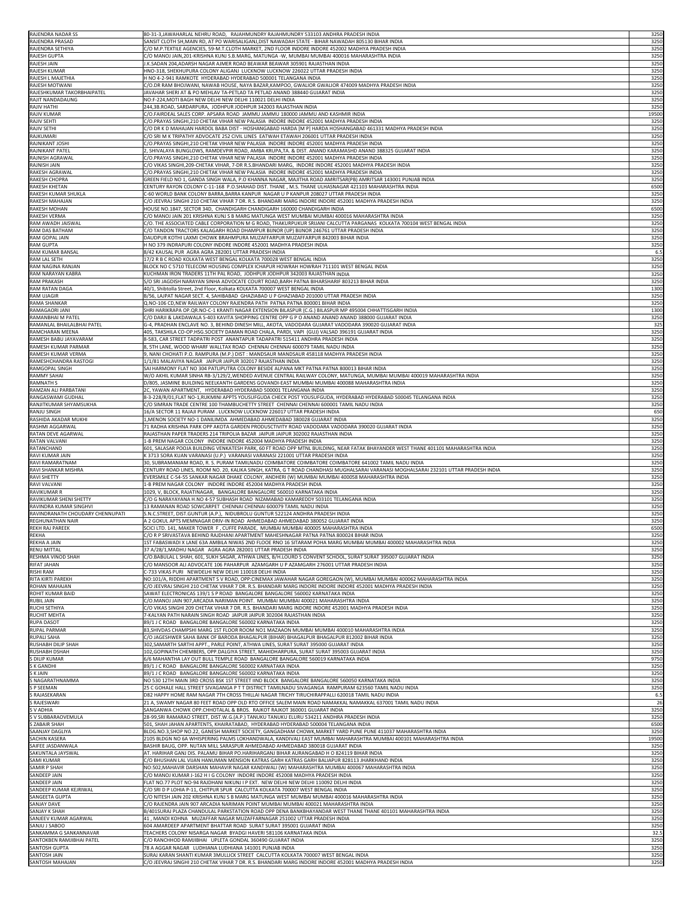| | | |
|---|---|---|
| RAJENDRA NADAR SS | 80-31-3,JAWAHARLAL NEHRU ROAD, RAJAHMUNDRY RAJAHMUNDRY 533103 ANDHRA PRADESH INDIA | 3250 |
| RAJENDRA PRASAD | SANSIT CLOTH SH,MAIN RD, AT PO WARISALIGANJ,DIST NAWADAH STATE - BIHAR NAWADAH 805130 BIHAR INDIA | 3250 |
| RAJENDRA SETHIYA | C/O M.P.TEXTILE AGENCIES, 59-M.T.CLOTH MARKET, 2ND FLOOR INDORE INDORE 452002 MADHYA PRADESH INDIA | 3250 |
| RAJESH GUPTA | C/O MANOJ JAIN,201-KRISHNA KUNJ S.B.MARG, MATUNGA -W, MUMBAI MUMBAI 400016 MAHARASHTRA INDIA | 3250 |
| RAJESH JAIN | J.K.SADAN 204,ADARSH NAGAR AJMER ROAD BEAWAR BEAWAR 305901 RAJASTHAN INDIA | 3250 |
| RAJESH KUMAR | HNO-318, SHEKHUPURA COLONY ALIGANJ LUCKNOW LUCKNOW 226022 UTTAR PRADESH INDIA | 3250 |
| RAJESH L MAJETHIA | H NO 4-2-941 RAMKOTE HYDERABAD HYDERABAD 500001 TELANGANA INDIA | 3250 |
| RAJESH MOTWANI | C/O.DR RAM BHOJWANI, NAWAB HOUSE, NAYA BAZAR,KAMPOO, GWALIOR GWALIOR 474009 MADHYA PRADESH INDIA | 3250 |
| RAJESHKUMAR TAKORBHAIPATEL | JAVAHAR SHERI AT & PO MEHLAV TA-PETLAD TA PETLAD ANAND 388440 GUJARAT INDIA | 3250 |
| RAJIT NANDADAUNG | NO:F-224,MOTI BAGH NEW DELHI NEW DELHI 110021 DELHI INDIA | 3250 |
| RAJIV HATHI | 244,3B.ROAD, SARDARPURA, JODHPUR JODHPUR 342003 RAJASTHAN INDIA | 3250 |
| RAJIV KUMAR | C/O.FAIRDEAL SALES CORP. APSARA ROAD JAMMU JAMMU 180000 JAMMU AND KASHMIR INDIA | 19500 |
| RAJIV SEHTI | C/O.PRAYAS SINGHI,210 CHETAK VIHAR NEW PALASIA INDORE INDORE 452001 MADHYA PRADESH INDIA | 3250 |
| RAJIV SETHI | C/O DR K D MAHAJAN HARDOL BABA DIST - HOSHANGABAD HARDA [M P] HARDA HOSHANGABAD 461331 MADHYA PRADESH INDIA | 3250 |
| RAJKUMARI | C/O SRI M K TRIPATHY ADVOCATE 252 CIVIL LINES EATWAH ETAWAH 206001 UTTAR PRADESH INDIA | 3250 |
| RAJNIKANT JOSHI | C/O.PRAYAS SINGHI,210 CHETAK VIHAR NEW PALASIA INDORE INDORE 452001 MADHYA PRADESH INDIA | 3250 |
| RAJNIKANT PATEL | 2, SHIVALAYA BUNGLOWS, RAMDEVPIR ROAD, AMBA KRUPA,TA. & DIST. ANAND KARAMASHD ANAND 388325 GUJARAT INDIA | 3250 |
| RAJNISH AGRAWAL | C/O.PRAYAS SINGHI,210 CHETAK VIHAR NEW PALASIA INDORE INDORE 452001 MADHYA PRADESH INDIA | 3250 |
| RAJNISH JAIN | C/O VIKAS SINGHI,209-CHETAK VIHAR, 7-DR R.S.BHANDARI MARG, INDORE INDORE 452001 MADHYA PRADESH INDIA | 3250 |
| RAKESH AGRAWAL | C/O.PRAYAS SINGHI,210 CHETAK VIHAR NEW PALASIA INDORE INDORE 452001 MADHYA PRADESH INDIA | 3250 |
| RAKESH CHOPRA | GREEN FIELD NO 1, GANDA SINGH WALA, P.O KHANNA NAGAR, MAJITHA ROAD AMRITSAR(PB) AMRITSAR 143001 PUNJAB INDIA | 3250 |
| RAKESH KHETAN | CENTURY RAYON COLONY C-11-168 P.O.SHAHAD DIST. THANE , M.S. THANE ULHASNAGAR 421103 MAHARASHTRA INDIA | 6500 |
| RAKESH KUMAR SHUKLA | C-60 WORLD BANK COLONY BARRA,BARRA KANPUR NAGAR U P KANPUR 208027 UTTAR PRADESH INDIA | 3250 |
| RAKESH MAHAJAN | C/O JEEVRAJ SINGHI 210 CHETAK VIHAR 7 DR. R.S. BHANDARI MARG INDORE INDORE 452001 MADHYA PRADESH INDIA | 3250 |
| RAKESH MOHAN | HOUSE NO.1847, SECTOR 34D, CHANDIGARH CHANDIGARH 160000 CHANDIGARH INDIA | 6500 |
| RAKESH VERMA | C/O MANOJ JAIN 201 KRISHNA KUNJ S B MARG MATUNGA WEST MUMBAI MUMBAI 400016 MAHARASHTRA INDIA | 3250 |
| RAM AWADH JAISWAL | C/O. THE ASSOCIATED CABLE CORPORATION M G ROAD, THAKURPUKUR SRIJANI CALCUTTA PARGANAS KOLKATA 700104 WEST BENGAL INDIA | 3250 |
| RAM DAS BATHAM | C/O TANDON TRACTORS KALAGARH ROAD DHAMPUR BIJNOR (UP) BIJNOR 246761 UTTAR PRADESH INDIA | 3250 |
| RAM GOPAL JAIN | DAUDPUR KOTHI LAXMI CHOWK BRAHMPURA MUZAFFARPUR MUZAFFARPUR 842003 BIHAR INDIA | 3250 |
| RAM GUPTA | H NO 379 INDRAPURI COLONY INDORE INDORE 452001 MADHYA PRADESH INDIA | 3250 |
| RAM KUMAR BANSAL | 8/42 KAUSAL PUR AGRA AGRA 282001 UTTAR PRADESH INDIA | 6.5 |
| RAM LAL SETH | 17/2 R B C ROAD KOLKATA WEST BENGAL KOLKATA 700028 WEST BENGAL INDIA | 3250 |
| RAM NAGINA RANJAN | BLOCK NO C 5710 TELECOM HOUSING COMPLEX ICHAPUR HOWRAH HOWRAH 711101 WEST BENGAL INDIA | 3250 |
| RAM NARAYAN KABRA | KUCHMAN IRON TRADERS 11TH PAL ROAD, JODHPUR JODHPUR 342003 RAJASTHAN INDIA | 3250 |
| RAM PRAKASH | S/O SRI JAGDISH NARAYAN SINHA ADVOCATE COURT ROAD,BARH PATNA BIHARSHARIF 803213 BIHAR INDIA | 3250 |
| RAM RATAN DAGA | 40/1, Shibtolla Street, 2nd Floor, Kolkata KOLKATA 700007 WEST BENGAL INDIA | 1300 |
| RAM UJAGIR | B/56, LAJPAT NAGAR SECT. 4, SAHIBABAD GHAZIABAD U P GHAZIABAD 201000 UTTAR PRADESH INDIA | 3250 |
| RAMA SHANKAR | Q.NO-106 CD,NEW RAILWAY COLONY RAJENDRA PATH PATNA PATNA 800001 BIHAR INDIA | 3250 |
| RAMAGAORI JANI | SHRI HARIKRAPA OP QR.NO-C-1 KRANTI NAGAR EXTENSION BILASPUR (C.G.) BILASPUR MP 495004 CHHATTISGARH INDIA | 1300 |
| RAMANBHAI M PATEL | C/O DARJI & LAKDAWALA S-403 KAVITA SHOPPING CENTRE OPP G P O ANAND ANAND ANAND 388000 GUJARAT INDIA | 3250 |
| RAMANLAL BHAILALBHAI PATEL | G-4, PRADHAN ENCLAVE NO. 3, BEHIND DINESH MILL, AKOTA, VADODARA GUJARAT VADODARA 390020 GUJARAT INDIA | 325 |
| RAMCHARAN MEENA | 405, TAKSHILA CO-OP.HSG.SOCIETY DAMAN ROAD CHALA, PARDI, VAPI (GUJ) VALSAD 396191 GUJARAT INDIA | 3250 |
| RAMESH BABU JAYAVARAM | 8-583, CAR STREET TADPATRI POST ANANTAPUR TADAPATRI 515411 ANDHRA PRADESH INDIA | 3250 |
| RAMESH KUMAR PARMAR | 8, 5TH LANE, WOOD WHARF WALLTAX ROAD CHENNAI CHENNAI 600079 TAMIL NADU INDIA | 3250 |
| RAMESH KUMAR VERMA | 9, NANI CHOHATI P.O. RAMPURA (M.P.) DIST : MANDSAUR MANDSAUR 458118 MADHYA PRADESH INDIA | 3250 |
| RAMESHCHANDRA RASTOGI | 1/1/81 MALAVIYA NAGAR JAIPUR JAIPUR 302017 RAJASTHAN INDIA | 3250 |
| RAMGOPAL SINGH | SAI HARMONY FLAT NO 304 PATLIPUTRA COLONY BESIDE ALPANA MKT PATNA PATNA 800013 BIHAR INDIA | 3250 |
| RAMMY SAHAI | W/O AKHIL KUMAR SINHA RB-3/129/2,WENDED AVENUE CENTRAL RAILWAY COLONY, MATUNGA, MUMBAI MUMBAI 400019 MAHARASHTRA INDIA | 3250 |
| RAMNATH S | D/805, JASMINE BUILDING NEELKANTH GARDENS GOVANDI-EAST MUMBAI MUMBAI 400088 MAHARASHTRA INDIA | 3250 |
| RAMZAN ALI PARBATANI | 2C, YAWAN APARTMENT, HYDERABAD HYDERABAD 500001 TELANGANA INDIA | 3250 |
| RANGASWAMI GUDHAL | 8-3-228/R/01,FLAT NO-1,RUKMINI APPTS YOUSUFGUDA CHECK POST YOUSUFGUDA, HYDERABAD HYDERABAD 500045 TELANGANA INDIA | 3250 |
| RANJITKUMAR SHYAMSUKHA | C/O SIMRAN TRADE CENTRE 100 THAMBUCHETTY STREET CHENNAI CHENNAI 600001 TAMIL NADU INDIA | 3250 |
| RANJU SINGH | 16/A SECTOR 11 RAJAJI PURAM . LUCKNOW LUCKNOW 226017 UTTAR PRADESH INDIA | 650 |
| RASHIDA AKADAR MUKHI | 1,MENON SOCIETY NO-1 DANILIMDA AHMEDABAD AHMEDABAD 380028 GUJARAT INDIA | 3250 |
| RASHMI AGGARWAL | 71 RADHA KRISHNA PARK OPP AKOTA GARDEN PRODUSCTIVITY ROAD VADODARA VADODARA 390020 GUJARAT INDIA | 3250 |
| RATAN DEVE AGARWAL | RAJASTHAN PAPER TRADERS 214 TRIPOLIA BAZAR JAIPUR JAIPUR 302002 RAJASTHAN INDIA | 3250 |
| RATAN VALVANI | 1-B PREM NAGAR COLONY INDORE INDORE 452004 MADHYA PRADESH INDIA | 3250 |
| RATANCHAND | 601, SALASAR POOJA BUILDING VENKATESH PARK, 60 FT ROAD OPP MTNL BUILDING, NEAR FATAK BHAYANDER WEST THANE 401101 MAHARASHTRA INDIA | 3250 |
| RAVI KUMAR JAIN | K 3713 SORA KUAN VARANASI (U.P.) VARANASI VARANASI 221001 UTTAR PRADESH INDIA | 3250 |
| RAVI RAMARATNAM | 30, SUBRAMANIAM ROAD, R. S. PURAM TAMILNADU COIMBATORE COIMBATORE COIMBATORE 641002 TAMIL NADU INDIA | 3250 |
| RAVI SHANKAR MISHRA | CENTURY ROAD LINES, ROOM NO. 20, KALIKA SINGH, KATRA, G T ROAD CHANDHASI MUGHALSARAI VARANASI MOGHALSARAI 232101 UTTAR PRADESH INDIA | 3250 |
| RAVI SHETTY | EVERSMILE C-54-55 SANKAR NAGAR DHAKE COLONY, ANDHERI (W) MUMBAI MUMBAI 400058 MAHARASHTRA INDIA | 3250 |
| RAVI VALVANI | 1-B PREM NAGAR COLONY INDORE INDORE 452004 MADHYA PRADESH INDIA | 3250 |
| RAVIKUMAR R | 1029, V, BLOCK, RAJATINAGAR, BANGALORE BANGALORE 560010 KARNATAKA INDIA | 3250 |
| RAVIKUMAR SHENI SHETTY | C/O G NARAYAYANA H.NO 4-57 SUBHASH ROAD NIZAMABAD KAMAREDDY 503101 TELANGANA INDIA | 3250 |
| RAVINDRA KUMAR SINGHVI | 13 RAMANAN ROAD SOWCARPET CHENNAI CHENNAI 600079 TAMIL NADU INDIA | 3250 |
| RAVINDRANATH CHOUDARY CHENNUPATI | S.N.C.STREET, DIST.GUNTUR (A.P.), NIDUBROLU GUNTUR 522124 ANDHRA PRADESH INDIA | 3250 |
| REGHUNATHAN NAIR | A 2 GOKUL APTS MEMNAGAR DRIV-IN ROAD AHMEDABAD AHMEDABAD 380052 GUJARAT INDIA | 3250 |
| REKH RAJ PAREEK | SCICI LTD. 141, MAKER TOWER F , CUFFE PARADE, MUMBAI MUMBAI 400005 MAHARASHTRA INDIA | 6500 |
| REKHA | C/O R P SRIVASTAVA BEHIND RAJDHANI APARTMENT MAHESHNAGAR PATNA PATNA 800024 BIHAR INDIA | 3250 |
| REKHA A JAIN | 1ST FABASWADI X LANE 63A AMBILA NIWAS 2ND FLOOE RNO 16 SITARAM POHA MARG MUMBAI MUMBAI 400002 MAHARASHTRA INDIA | 3250 |
| RENU MITTAL | 37 A/28/1,MADHU NAGAR AGRA AGRA 282001 UTTAR PRADESH INDIA | 3250 |
| RESHMA VINOD SHAH | C/O.BABULAL L SHAH, 601, SUKH SAGAR, ATHWA LINES, B/H.LOURD S CONVENT SCHOOL, SURAT SURAT 395007 GUJARAT INDIA | 3250 |
| RIFAT JAHAN | C/O MANSOOR ALI ADVOCATE 106 PAHARPUR AZAMGARH U P AZAMGARH 276001 UTTAR PRADESH INDIA | 3250 |
| RISHI RAM | C-733 VIKAS PURI NEWDELHI NEW DELHI 110018 DELHI INDIA | 3250 |
| RITA KIRTI PAREKH | NO:101/A, RIDDHI APARTMENT S V ROAD, OPP:CINEMAX JAWAHAR NAGAR GOREGAON (W), MUMBAI MUMBAI 400062 MAHARASHTRA INDIA | 3250 |
| ROHAN MAHAJAN | C/O JEEVRAJ SINGHI 210 CHETAK VIHAR 7 DR. R.S. BHANDARI MARG INDORE INDORE 452001 MADHYA PRADESH INDIA | 3250 |
| ROHIT KUMAR BAID | SAWAT ELECTRONICAS 139/1 S P ROAD BANGALORE BANGALORE 560002 KARNATAKA INDIA | 3250 |
| RUBIL JAIN | C/O.MANOJ JAIN 907,ARCADIA NARIMAN POINT. MUMBAI MUMBAI 400021 MAHARASHTRA INDIA | 3250 |
| RUCHI SETHIYA | C/O VIKAS SINGHI 209 CHETAK VIHAR 7 DR. R.S. BHANDARI MARG INDORE INDORE 452001 MADHYA PRADESH INDIA | 3250 |
| RUCHIT MEHTA | 7-KALYAN PATH NARAIN SINGH ROAD JAIPUR JAIPUR 302004 RAJASTHAN INDIA | 3250 |
| RUPA DASOT | 89/1 J C ROAD BANGALORE BANGALORE 560002 KARNATAKA INDIA | 3250 |
| RUPAL PARMAR | 83,SHIVDAS CHAMPSHI MARG 1ST FLOOR ROOM NO1 MAZAAON MUMBAI MUMBAI 400010 MAHARASHTRA INDIA | 3250 |
| RUPALI SAHA | C/O JAGESHWER SAHA BANK OF BARODA BHAGALPUR (BIHAR) BHAGALPUR BHAGALPUR 812002 BIHAR INDIA | 3250 |
| RUSHABH DILIP SHAH | 302,SAMARTH SARTHI APPT., PARLE POINT, ATHWA LINES, SURAT SURAT 395000 GUJARAT INDIA | 3250 |
| RUSHABH DSHAH | 102,GOPINATH CHEMBERS, OPP.DALGIYA STREET, MAHIDHARPURA, SURAT SURAT 395003 GUJARAT INDIA | 3250 |
| S DILIP KUMAR | 6/6 MAHANTHA LAY OUT BULL TEMPLE ROAD BANGALORE BANGALORE 560019 KARNATAKA INDIA | 9750 |
| S K GANDHI | 89/1 J C ROAD BANGALORE BANGALORE 560002 KARNATAKA INDIA | 3250 |
| S K JAIN | 89/1 J C ROAD BANGALORE BANGALORE 560002 KARNATAKA INDIA | 3250 |
| S NAGARATHNAMMA | NO 530 12TH MAIN 3RD CROSS BSK 1ST STREET IIND BLOCK BANGALORE BANGALORE 560050 KARNATAKA INDIA | 3250 |
| S P SEEMAN | 25 C GOHALE HALL STREET SIVAGANGA P T T DISTRICT TAMILNADU SIVAGANGA RAMPURAM 623560 TAMIL NADU INDIA | 3250 |
| S RAJASEKARAN | D82 HAPPY HOME RAM NAGAR 7TH CROSS THILLAI NAGAR TRICHY TIRUCHIRAPPALLI 620018 TAMIL NADU INDIA | 6.5 |
| S RAJESWARI | 21 A, SWAMY NAGAR 80 FEET ROAD OPP OLD RTO OFFICE SALEM MAIN ROAD NAMAKKAL NAMAKKAL 637001 TAMIL NADU INDIA | 26 |
| S V ADHIA | SANGANWA CHOWK OPP.CHHOTALAL & BROS. RAJKOT RAJKOT 360001 GUJARAT INDIA | 3250 |
| S V SUBBARAOVEMULA | 28-99,SRI RAMARAO STREET, DIST.W.G.(A.P.) TANUKU TANUKU ELURU 534211 ANDHRA PRADESH INDIA | 3250 |
| S ZABAIR SHAH | 501, SHAH JAHAN APARTENTS, KHAIRATABAD, HYDERABAD HYDERABAD 500004 TELANGANA INDIA | 6500 |
| SAANJAY DAGLIYA | BLDG.NO.3,SHOP NO.22, GANESH MARKET SOCIETY, GANGADHAM CHOWK,MARKET YARD PUNE PUNE 411037 MAHARASHTRA INDIA | 3250 |
| SACHIN KASERA | 2105 BLDGN NO 6A WHISPERING PALMS LOKHANDWALA, KANDIVALI EAST MUMBAI MAHARASHTRA MUMBAI 400101 MAHARASHTRA INDIA | 19500 |
| SAIFEE JASDANWALA | BASHIR BAUG, OPP. NUTAN MILL SARASPUR AHMEDABAD AHMEDABAD 380018 GUJARAT INDIA | 3250 |
| SAKUNTALA JAYSWAL | AT. HARIHAR GANJ DIS. PALAMU BIHAR PO.HARIHARGANJ BIHAR AURANGABAD H O 824119 BIHAR INDIA | 3250 |
| SAMI KUMAR | C/O BHUSHAN LAL VIJAN HANUMAN MENSION KATRAS GARH KATRAS GARH BALIAPUR 828113 JHARKHAND INDIA | 3250 |
| SAMIR P SHAH | NO:502,MAHAVIR DARSHAN MAHAVIR NAGAR KANDIWALI (W) MAHARASHTRA MUMBAI 400067 MAHARASHTRA INDIA | 3250 |
| SANDEEP JAIN | C/O MANOJ KUMAR J-162 H I G COLONY INDORE INDORE 452008 MADHYA PRADESH INDIA | 3250 |
| SANDEEP JAIN | FLAT NO.77 PLOT NO-94 RAJDHANI NIKUNJ I P EXT. NEW DELHI NEW DELHI 110092 DELHI INDIA | 3250 |
| SANDEEP KUMAR KEJRIWAL | C/O SRI D P LOHIA P-11, CHITPUR SPUR CALCUTTA KOLKATA 700007 WEST BENGAL INDIA | 3250 |
| SANGEETA GUPTA | C/O NITESH JAIN 202 KRISHNA KUNJ S B MARG MATUNGA WEST MUMBAI MUMBAI 400016 MAHARASHTRA INDIA | 3250 |
| SANJAY DAVE | C/O RAJENDRA JAIN 907 ARCADIA NARIMAN POINT MUMBAI MUMBAI 400021 MAHARASHTRA INDIA | 3250 |
| SANJAY K SHAH | B/401SURAJ PLAZA CHANDULAL PARKSTATION ROAD OPP DENA BANKBHAYANDAR WEST THANE THANE 401101 MAHARASHTRA INDIA | 3250 |
| SANJEEV KUMAR AGARWAL | 41 , MANDI KOHNA MUZAFFAR NAGAR MUZAFFARNAGAR 251002 UTTAR PRADESH INDIA | 3250 |
| SANJU J SABOO | 604 AMARDEEP APARTMENT BHATTAR ROAD SURAT SURAT 395001 GUJARAT INDIA | 3250 |
| SANKAMMA G SANKANNAVAR | TEACHERS COLONY NISARGA NAGAR BYADGI HAVERI 581106 KARNATAKA INDIA | 32.5 |
| SANTOKBEN RAMJIBHAI PATEL | C/O RANCHHOD RAMJIBHAI UPLETA GONDAL 360490 GUJARAT INDIA | 3250 |
| SANTOSH GUPTA | 78 A AGGAR NAGAR LUDHIANA LUDHIANA 141001 PUNJAB INDIA | 3250 |
| SANTOSH JAIN | SURAJ KARAN SHANTI KUMAR 3MULLICK STREET CALCUTTA KOLKATA 700007 WEST BENGAL INDIA | 3250 |
| SANTOSH MAHAJAN | C/O JEEVRAJ SINGHI 210 CHETAK VIHAR 7 DR. R.S. BHANDARI MARG INDORE INDORE 452001 MADHYA PRADESH INDIA | 3250 |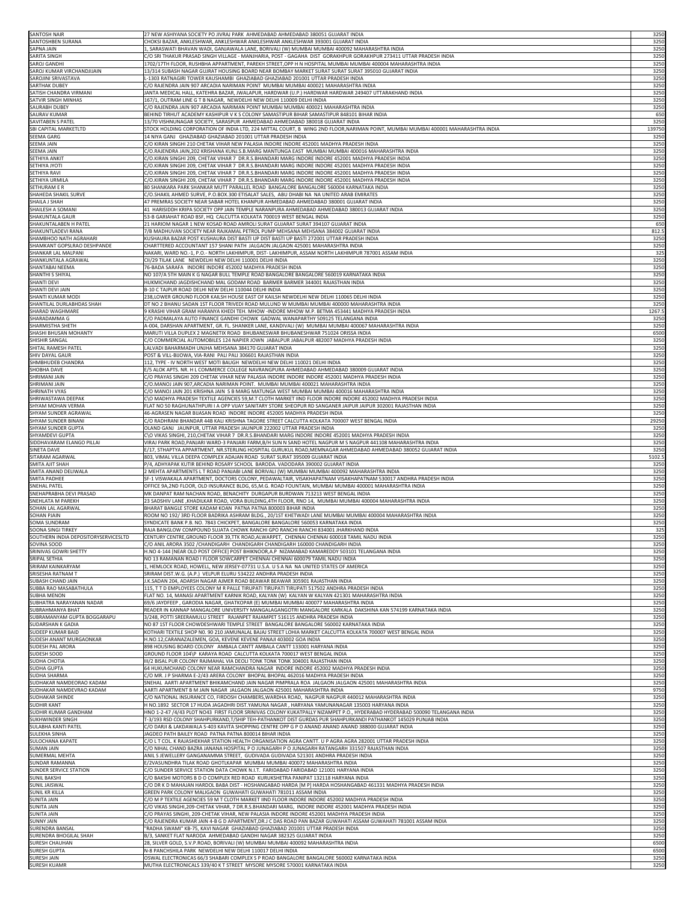| | | |
|---|---|---|
| SANTOSH NAIR | 27 NEW ASHIYANA SOCIETY PO JIVRAJ PARK AHMEDABAD AHMEDABAD 380051 GUJARAT INDIA | 3250 |
| SANTOSHBEN SURANA | CHOKSI BAZAR, ANKLESHWAR, ANKLESHWAR ANKLESHWAR ANKLESHWAR 393001 GUJARAT INDIA | 3250 |
| SAPNA JAIN | 1, SARASWATI BHAVAN WADI, GANJAWALA LANE, BORIVALI (W) MUMBAI MUMBAI 400092 MAHARASHTRA INDIA | 3250 |
| SARITA SINGH | C/O SRI THAKUR PRASAD SINGH VILLAGE - MANJHARIA, POST - GAGAHA DIST GORAKHPUR GORAKHPUR 273411 UTTAR PRADESH INDIA | 3250 |
| SAROJ GANDHI | 1702/17TH FLOOR, RUSHBHA APPARTMENT, PAREKH STREET,OPP H N HOSPITAL MUMBAI MUMBAI 400004 MAHARASHTRA INDIA | 3250 |
| SAROJ KUMAR VIRCHANDJIJAIN | 13/314 SUBASH NAGAR GUJRAT HOUSING BOARD NEAR BOMBAY MARKET SURAT SURAT SURAT 395010 GUJARAT INDIA | 3250 |
| SAROJINI SRIVASTAVA | L-1303 RATNAGIRI TOWER KAUSHAMBI GHAZIABAD GHAZIABAD 201001 UTTAR PRADESH INDIA | 3250 |
| SARTHAK DUBEY | C/O RAJENDRA JAIN 907 ARCADIA NARIMAN POINT MUMBAI MUMBAI 400021 MAHARASHTRA INDIA | 3250 |
| SATISH CHANDRA VIRMANI | JANTA MEDICAL HALL, KATEHRA BAZAR, JWALAPUR, HARDWAR (U.P.) HARDWAR HARDWAR 249407 UTTARAKHAND INDIA | 3250 |
| SATVIR SINGH MINHAS | 167/1, OUTRAM LINE G T B NAGAR, NEWDELHI NEW DELHI 110009 DELHI INDIA | 3250 |
| SAURABH DUBEY | C/O RAJENDRA JAIN 907 ARCADIA NARIMAN POINT MUMBAI MUMBAI 400021 MAHARASHTRA INDIA | 3250 |
| SAURAV KUMAR | BEHIND TIRHUT ACADEMY KASHIPUR V K S COLONY SAMASTIPUR BIHAR SAMASTIPUR 848101 BIHAR INDIA | 650 |
| SAVITABEN S PATEL | 13/70 VISHNUNAGAR SOCIETY, SARASPUR AHMEDABAD AHMEDABAD 380018 GUJARAT INDIA | 3250 |
| SBI CAPITAL MARKETLTD | STOCK HOLDING CORPORATION OF INDIA LTD, 224 MITTAL COURT, B WING 2ND FLOOR,NARIMAN POINT, MUMBAI MUMBAI 400001 MAHARASHTRA INDIA | 139750 |
| SEEMA GARG | 14 NIYA GANJ GHAZIABAD GHAZIABAD 201001 UTTAR PRADESH INDIA | 3250 |
| SEEMA JAIN | C/O KIRAN SINGHI 210 CHETAK VIHAR NEW PALASIA INDORE INDORE 452001 MADHYA PRADESH INDIA | 3250 |
| SEEMA JAIN | C/O.RAJENDRA JAIN,202 KRISHANA KUNJ.S.B.MARG MANTUNGA EAST MUMBAI MUMBAI 400016 MAHARASHTRA INDIA | 3250 |
| SETHIYA ANKIT | C/O.KIRAN SINGHI 209, CHETAK VIHAR 7 DR.R.S.BHANDARI MARG INDORE INDORE 452001 MADHYA PRADESH INDIA | 3250 |
| SETHIYA JYOTI | C/O.KIRAN SINGHI 209, CHETAK VIHAR 7 DR.R.S.BHANDARI MARG INDORE INDORE 452001 MADHYA PRADESH INDIA | 3250 |
| SETHIYA RAVI | C/O.KIRAN SINGHI 209, CHETAK VIHAR 7 DR.R.S.BHANDARI MARG INDORE INDORE 452001 MADHYA PRADESH INDIA | 3250 |
| SETHIYA URMILA | C/O.KIRAN SINGHI 209, CHETAK VIHAR 7 DR.R.S.BHANDARI MARG INDORE INDORE 452001 MADHYA PRADESH INDIA | 3250 |
| SETHURAM E R | 80 SHANKARA PARK SHANKAR MUTT PARALLEL ROAD BANGALORE BANGALORE 560004 KARNATAKA INDIA | 3250 |
| SHAHEDA SHAKIL SURVE | C/O.SHAKIL AHMED SURVE, P.O.BOX.300 ETISALAT SALES, ABU DHABI NA NA UNITED ARAB EMIRATES | 3250 |
| SHAILA J SHAH | 47 PREMRAS SOCIETY NEAR SABAR HOTEL KHANPUR AHMEDABAD AHMEDABAD 380001 GUJARAT INDIA | 3250 |
| SHAILESH A SOMANI | 41 HARISIDDH KRIPA SOCIETY OPP JAIN TEMPLE NARANPURA AHMEDABAD AHMEDABAD 380013 GUJARAT INDIA | 3250 |
| SHAKUNTALA GAUR | 53-B GARIAHAT ROAD BSF, HQ CALCUTTA KOLKATA 700019 WEST BENGAL INDIA | 3250 |
| SHAKUNTALABEN H PATEL | 21 HARIOM NAGAR 1 NEW KOSAD ROAD AMROLI SURAT GUJARAT SURAT 394107 GUJARAT INDIA | 650 |
| SHAKUNTLADEVI RANA | 7/B MADHUVAN SOCIETY NEAR RAJKAMAL PETROL PUMP MEHSANA MEHSANA 384002 GUJARAT INDIA | 812.5 |
| SHAMBHOO NATH AGRAHARI | KUSHAURA BAZAR POST KUSHAURA DIST BASTI UP DIST BASTI UP BASTI 272001 UTTAR PRADESH INDIA | 3250 |
| SHAMKANT GOPSLRAO DESHPANDE | CHARTTERED ACCOUNTANT 157 SHANI PATH JALGAON JALGAON 425001 MAHARASHTRA INDIA | 3250 |
| SHANKAR LAL MALPANI | NAKARI, WARD NO.-1, P.O.- NORTH LAKHIMPUR, DIST- LAKHIMPUR, ASSAM NORTH LAKHIMPUR 787001 ASSAM INDIA | 325 |
| SHANKUNTALA AGRAWAL | CII/29 TILAK LANE NEWDELHI NEW DELHI 110001 DELHI INDIA | 3250 |
| SHANTABAI NEEMA | 76-BADA SARAFA INDORE INDORE 452002 MADHYA PRADESH INDIA | 3250 |
| SHANTHI S SHIYAL | NO 107/A 5TH MAIN K G NAGAR BULL TEMPLE ROAD BANGALORE BANGALORE 560019 KARNATAKA INDIA | 3250 |
| SHANTI DEVI | HUKMICHAND JAGDISHCHAND MAL GODAM ROAD BARMER BARMER 344001 RAJASTHAN INDIA | 3250 |
| SHANTI DEVI JAIN | B-10 C TAJPUR ROAD DELHI NEW DELHI 110044 DELHI INDIA | 3250 |
| SHANTI KUMAR MODI | 238,LOWER GROUND FLOOR KAILSH HOUSE EAST OF KAILSH NEWDELHI NEW DELHI 110065 DELHI INDIA | 3250 |
| SHANTILAL DURLABHDAS SHAH | DT NO 2 BHANU SADAN 1ST FLOOR TRIVEDI ROAD MULUND W MUMBAI MUMBAI 400000 MAHARASHTRA INDIA | 3250 |
| SHARAD WAGHMARE | 9 KRASHI VIHAR GRAM HARANYA KHEDI TEH. MHOW -INDORE MHOW M.P. BETMA 453441 MADHYA PRADESH INDIA | 1267.5 |
| SHARADAMMA G | C/O PADMALAYA AUTO FINANCE GANDHI CHOWK GADWAL WANAPARTHY 509125 TELANGANA INDIA | 3250 |
| SHARMISTHA SHETH | A-004, DARSHAN APARTMENT, GR. FL. SHANKER LANE, KANDIVALI (W) MUMBAI MUMBAI 400067 MAHARASHTRA INDIA | 3250 |
| SHASHI BHUSAN MOHANTY | MARUTI VILLA DUPLEX 2 MAGNETIX ROAD BHUBANESWAR BHUBANESHWAR 751024 ORISSA INDIA | 6500 |
| SHISHIR SANGAL | C/O COMMERCIAL AUTOMOBILES 124 NAPIER JOWN JABALPUR JABALPUR 482007 MADHYA PRADESH INDIA | 3250 |
| SHITAL RAMESH PATEL | LALVADI BAHARMADH UNJHA MEHSANA 384170 GUJARAT INDIA | 3250 |
| SHIV DAYAL GAUR | POST & VILL-BUOWA, VIA-RANI PALI PALI 306601 RAJASTHAN INDIA | 3250 |
| SHMBHUDEB CHANDRA | 112, TYPE - IV NORTH WEST MOTI BAUGH NEWDELHI NEW DELHI 110021 DELHI INDIA | 3250 |
| SHOBHA DAVE | E/5 ALOK APTS. NR. H L COMMERCE COLLEGE NAVRANGPURA AHMEDABAD AHMEDABAD 380009 GUJARAT INDIA | 3250 |
| SHRIMANI JAIN | C/O PRAYAS SINGHI 209 CHETAK VIHAR NEW PALASIA INDORE INDORE 452001 MADHYA PRADESH INDIA | 3250 |
| SHRIMANI JAIN | C/O.MANOJ JAIN 907,ARCADIA NARIMAN POINT. MUMBAI MUMBAI 400021 MAHARASHTRA INDIA | 3250 |
| SHRINATH VYAS | C/O MANOJ JAIN 201 KRISHNA JAIN S B MARG MATUNGA WEST MUMBAI MUMBAI 400016 MAHARASHTRA INDIA | 3250 |
| SHRIWASTAWA DEEPAK | C\O MADHYA PRADESH TEXTILE AGENCIES 59,M.T CLOTH MARKET IIND FLOOR INDORE INDORE 452002 MADHYA PRADESH INDIA | 3250 |
| SHYAM MOHAN VERMA | FLAT NO 50 RAGHUNATHPURI I A OPP VIJAY SANITARY STORE SHEOPUR RD SANGANER JAIPUR JAIPUR 302001 RAJASTHAN INDIA | 3250 |
| SHYAM SUNDER AGRAWAL | 46-AGRASEN NAGAR BIJASAN ROAD INDORE INDORE 452005 MADHYA PRADESH INDIA | 3250 |
| SHYAM SUNDER BINANI | C/O RADHRANI BHANDAR 44B KALI KRISHNA TAGORE STREET CALCUTTA KOLKATA 700007 WEST BENGAL INDIA | 29250 |
| SHYAM SUNDER GUPTA | OLAND GANJ JAUNPUR, UTTAR PRADESH JAUNPUR 222002 UTTAR PRADESH INDIA | 3250 |
| SHYAMDEVI GUPTA | C\O VIKAS SINGHI, 210,CHETAK VIHAR 7 DR.R.S.BHANDARI MARG INDORE INDORE 452001 MADHYA PRADESH INDIA | 3250 |
| SIDDHAVARAM ELANGO PILLAI | VIRAJ PARK ROAD,PANJARI WARD-3 PANJARI FARM,B/H SUN N SAND HOTEL NAGPUR M S NAGPUR 441108 MAHARASHTRA INDIA | 3250 |
| SINETA DAVE | E/17, STHAPTYA APPARTMENT, NR.STERLING HOSPITAL GURUKUL ROAD,MEMNAGAR AHMEDABAD AHMEDABAD 380052 GUJARAT INDIA | 3250 |
| SITARAM AGARWAL | 803, VIMAL VILLA DEEPA COMPLEX ADAJAN ROAD SURAT SURAT 395009 GUJARAT INDIA | 5102.5 |
| SMITA AJIT SHAH | P/4, ADHYAPAK KUTIR BEHIND ROSARY SCHOOL BARODA. VADODARA 390002 GUJARAT INDIA | 3250 |
| SMITA ANAND DELIWALA | 2 MEHTA APARTMENTS L T ROAD PANJABI LANE BORIVALI (W) MUMBAI MUMBAI 400092 MAHARASHTRA INDIA | 3250 |
| SMITA PADHEE | SF-1 VISWAKALA APARTMENT, DOCTORS COLONY, PEDAWALTAIR, VISAKHAPATNAM VISAKHAPATNAM 530017 ANDHRA PRADESH INDIA | 3250 |
| SNEHAL PATEL | OFFICE 9A,2ND FLOOR, OLD INSURANCE BLDG, 65,M.G. ROAD FOUNTAIN, MUMBAI MUMBAI 400001 MAHARASHTRA INDIA | 3250 |
| SNEHAPRABHA DEVI PRASAD | MK DANPAT RAM NACHAN ROAD, BENACHITY DURGAPUR BURDWAN 713213 WEST BENGAL INDIA | 3250 |
| SNEHLATA M PAREKH | 23 SADSHIV LANE ,KHADILKAR ROAD, VORA BUILDING,4TH FLOOR, RNO 14, MUMBAI MUMBAI 400004 MAHARASHTRA INDIA | 3250 |
| SOHAN LAL AGARWAL | BHARAT BANGLE STORE KADAM KOAN PATNA PATNA 800003 BIHAR INDIA | 3250 |
| SOHAN PJAIN | ROOM NO 192/ 3RD FLOOR BADRIKA ASHRAM BLDG., 20/1ST KHETWADI LANE MUMBAI MUMBAI 400004 MAHARASHTRA INDIA | 3250 |
| SOMA SUNDRAM | SYNDICATE BANK P.B. NO. 7843 CHICKPET, BANGALORE BANGALORE 560053 KARNATAKA INDIA | 3250 |
| SOONA SINGI TIRKEY | RAJA BANGLOW COMPOUND SUJATA CHOWK RANCHI GPO RANCHI RANCHI 834001 JHARKHAND INDIA | 325 |
| SOUTHERN INDIA DEPOSITORYSERVICESLTD | CENTURY CENTRE,GROUND FLOOR 39,TTK ROAD,ALWARPET, CHENNAI CHENNAI 600018 TAMIL NADU INDIA | 3250 |
| SOVINA SOOD | C/O ANIL ARORA 3502 /CHANDIGARH CHANDIGARH CHANDIGARH 160000 CHANDIGARH INDIA | 3250 |
| SRINIVAS GOWRI SHETTY | H.NO 4-144 [NEAR OLD POST OFFICE] POST BHIKNOOR,A.P NIZAMABAD KAMAREDDY 503101 TELANGANA INDIA | 3250 |
| SRIPAL SETHIA | NO 13 RAMANAN ROAD I FLOOR SOWCARPET CHENNAI CHENNAI 600079 TAMIL NADU INDIA | 3250 |
| SRIRAM KAINKARYAM | 1, HEMLOCK ROAD, HOWELL, NEW JERSEY-07731 U.S.A. U S A NA NA UNITED STATES OF AMERICA | 3250 |
| SRISESHA RATNAM T | SRIRAM DIST.W.G. (A.P.) VELPUR ELURU 534222 ANDHRA PRADESH INDIA | 3250 |
| SUBASH CHAND JAIN | J.K.SADAN 204, ADARSH NAGAR AJMER ROAD BEAWAR BEAWAR 305901 RAJASTHAN INDIA | 3250 |
| SUBBA RAO MASABATHULA | 115, T T D EMPLOYEES COLONY M R PALLE TIRUPATI TIRUPATI TIRUPATI 517502 ANDHRA PRADESH INDIA | 3250 |
| SUBHA MENON | FLAT NO. 14, MANASI APARTMENT KARNIK ROAD, KALYAN (W) KALYAN W KALYAN 421301 MAHARASHTRA INDIA | 3250 |
| SUBHATRA NARAYANAN NADAR | 69/6 JAYDFEEP , GARODIA NAGAR, GHATKOPAR (E) MUMBAI MUMBAI 400077 MAHARASHTRA INDIA | 3250 |
| SUBRAHMANYA BHAT | READER IN KANNAP MANGALORE UNIVERSITY MANGALAGANGOTRI MANGALORE KARKALA DAKSHINA KAN 574199 KARNATAKA INDIA | 3250 |
| SUBRAMANYAM GUPTA BOGGARAPU | 3/248, POTTI SREERAMULU STREET RAJANPET RAJAMPET 516115 ANDHRA PRADESH INDIA | 3250 |
| SUDARSHAN K GADIA | NO 87 1ST FLOOR CHOWDESHWARI TEMPLE STREET BANGALORE BANGALORE 560002 KARNATAKA INDIA | 3250 |
| SUDEEP KUMAR BAID | KOTHARI TEXTILE SHOP NO. 90 210 JAMUNALAL BAJAJ STREET LOHIA MARKET CALCUTTA KOLKATA 700007 WEST BENGAL INDIA | 3250 |
| SUDESH ANANT MURGAONKAR | H.NO.12,CARANAZALEMEN, GOA, KEVENE KEVENE PANAJI 403002 GOA INDIA | 3250 |
| SUDESH PAL ARORA | 898 HOUSING BOARD COLONY AMBALA CANTT AMBALA CANTT 133001 HARYANA INDIA | 3250 |
| SUDESH SOOD | GROUND FLOOR 104\P KARAYA ROAD CALCUTTA KOLKATA 700017 WEST BENGAL INDIA | 3250 |
| SUDHA CHOTIA | III/2 BISAL PUR COLONY RAJMAHAL VIA DEOLI TONK TONK 304001 RAJASTHAN INDIA | 3250 |
| SUDHA GUPTA | 64 HUKUMCHAND COLONY NEAR RAMCHANDRA NAGAR INDORE INDORE 452002 MADHYA PRADESH INDIA | 3250 |
| SUDHA SHARMA | C/O MR. J P SHARMA E-2/43 ARERA COLONY BHOPAL BHOPAL 462016 MADHYA PRADESH INDIA | 3250 |
| SUDHAKAR NAMDEORAO KADAM | SNEHAL AARTI APARTMENT BHIKAMCHAND JAIN NAGAR PIMPRALA ROA JALGAON JALGAON 425001 MAHARASHTRA INDIA | 3250 |
| SUDHAKAR NAMDEVRAO KADAM | AARTI APARTMENT B M JAIN NAGAR JALGAON JALGAON 425001 MAHARASHTRA INDIA | 9750 |
| SUDHAKAR SHINDE | C/O NATIONAL INSURANCE CO, FIRDOSH CHAMBERS,WARDHA ROAD, NAGPUR NAGPUR 440012 MAHARASHTRA INDIA | 3250 |
| SUDHIR KANT | H NO.1892 SECTOR 17 HUDA JAGADHRI DIST.YAMUNA NAGAR , HARYANA YAMUNANAGAR 135003 HARYANA INDIA | 3250 |
| SUDHIR KUMAR GANDHAM | HNO 1-2-47 /4/43 PLOT NO43 FIRST FLOOR SRINIVAS COLONY KUKATPALLY NIZAMPET P.O., HYDERABAD HYDERABAD 500090 TELANGANA INDIA | 3250 |
| SUKHWINDER SINGH | T-3/193 RSD COLONY SHAHPURKAND,T/SHIP TEH-PATHANKOT DIST GURDAS PUR SHAHPURKANDI PATHANKOT 145029 PUNJAB INDIA | 3250 |
| SULABHA KANTI PATEL | C/O DARJI & LAKDAWALA S-403 KAVITA SHOPPING CENTRE OPP G P O ANAND ANAND 388000 GUJARAT INDIA | 3250 |
| SULEKHA SINHA | JAGDEO PATH BAILEY ROAD PATNA PATNA 800014 BIHAR INDIA | 3250 |
| SULOCHANA KAPATE | C/O L T COL. K RAJASHEKHAR STATION HEALTH ORGANISATION AGRA CANTT. U P AGRA AGRA 282001 UTTAR PRADESH INDIA | 3250 |
| SUMAN JAIN | C/O NIHAL CHAND BAZRA JANANA HOSPITAL P O JUNAGARH P O JUNAGARH RATANGARH 331507 RAJASTHAN INDIA | 3250 |
| SUMERMAL MEHTA | ANIL S JEWELLERY GANGANAMMA STREET, GUDIVADA GUDIVADA 521301 ANDHRA PRADESH INDIA | 3250 |
| SUNDAR RAMANNA | E/2VASUNDHRA TILAK ROAD GHOTLKAPAR MUMBAI MUMBAI 400072 MAHARASHTRA INDIA | 3250 |
| SUNDER SERVICE STATION | C/O SUNDER SERVICE STATION DATA CHOWK N.I.T. FARIDABAD FARIDABAD 121001 HARYANA INDIA | 3250 |
| SUNIL BAKSHI | C/O BAKSHI MOTORS B D O COMPLEX RED ROAD KURUKSHETRA PANIPAT 132118 HARYANA INDIA | 3250 |
| SUNIL JAISWAL | C/O DR K D MAHAJAN HARDOL BABA DIST - HOSHANGABAD HARDA [M P] HARDA HOSHANGABAD 461331 MADHYA PRADESH INDIA | 3250 |
| SUNIL KR KILLA | GREEN PARK COLONY MALIGAON GUWAHATI GUWAHATI 781011 ASSAM INDIA | 3250 |
| SUNITA JAIN | C/O M P TEXTILE AGENCIES 59 M T CLOTH MARKET IIND FLOOR INDORE INDORE 452002 MADHYA PRADESH INDIA | 3250 |
| SUNITA JAIN | C/O VIKAS SINGHI,209-CHETAK VIHAR, 7 DR.R.S.BHANDARI MARG, INDORE INDORE 452001 MADHYA PRADESH INDIA | 3250 |
| SUNITA JAIN | C/O PRAYAS SINGHI, 209-CHETAK VIHAR, NEW PALASIA INDORE INDORE 452001 MADHYA PRADESH INDIA | 3250 |
| SUNNY JAIN | C/O RAJENDRA KUMAR JAIN 4-B G D APARTMENT,DR.J C DAS ROAD PAN BAZAR GUWAHATI ASSAM GUWAHATI 781001 ASSAM INDIA | 3250 |
| SURENDRA BANSAL | "RADHA SWAMI" KB-75, KAVI NAGAR GHAZIABAD GHAZIABAD 201001 UTTAR PRADESH INDIA | 3250 |
| SURENDRA BHOGILAL SHAH | B/3, SANKET FLAT NARODA AHMEDABAD GANDHI NAGAR 382325 GUJARAT INDIA | 3250 |
| SURESH CHAUHAN | 28, SILVER GOLD, S.V.P.ROAD, BORIVALI (W) MUMBAI MUMBAI 400092 MAHARASHTRA INDIA | 6500 |
| SURESH GUPTA | N-8 PANCHSHILA PARK NEWDELHI NEW DELHI 110017 DELHI INDIA | 6500 |
| SURESH JAIN | OSWAL ELECTRONICAS 66/3 SHABARI COMPLEX S P ROAD BANGALORE BANGALORE 560002 KARNATAKA INDIA | 3250 |
| SURESH KUAMR | MUTHA ELECTRONICALS 339/40 K T STREET MYSORE MYSORE 570001 KARNATAKA INDIA | 3250 |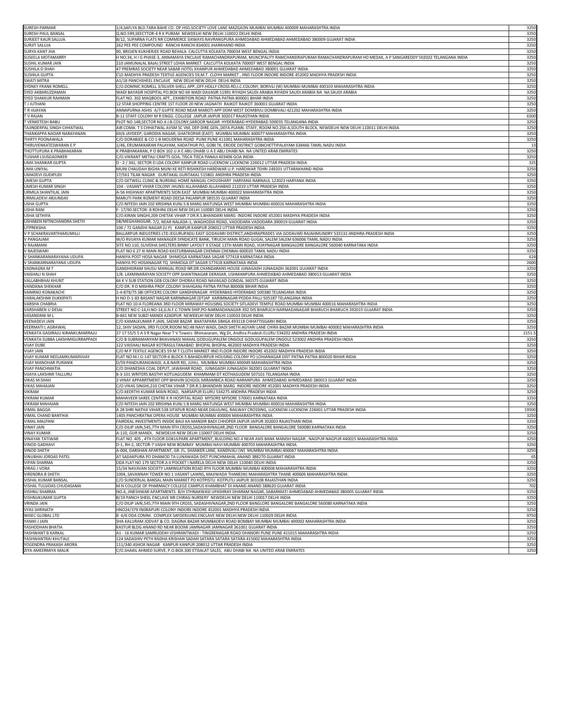| | | |
|---|---|---|
| SURESH PARMAR | 1/4,SAFLYA BLD.TARA BAHE CO. OP.HSG.SOCIETY LOVE LANE MAZGAON MUMBAI MUMBAI 400009 MAHARASHTRA INDIA | 3250 |
| SURESH PAUL BANSAL | Q.NO.599,SECTTOR-4 R K PURAM NEWDELHI NEW DELHI 110022 DELHI INDIA | 3250 |
| SURJEET KAUR SALUJA | B/12, SUPARNA FLATS NR COMMERCE SIXWAYS NAVRANGPURA AHMEDABAD AHMEDABAD AHMEDABAD 380009 GUJARAT INDIA | 3250 |
| SURJIT SALUJA | 262 PEE PEE COMPOUND RANCHI RANCHI 834001 JHARKHAND INDIA | 3250 |
| SURYA KANT JHA | 90, BROJEN KUKHERJEE ROAD BEHALA CALCUTTA KOLKATA 700034 WEST BENGAL INDIA | 3250 |
| SUSEELA MOTAMARRY | H NO:34, H I G PHASE-3, ANNAMAYA ENCLAVE RAMACHANDRAPURAM, MUNCIPALITY RAMCHANDRAPURAM RAMACHANDRAPURAM HO MEDAK, A P SANGAREDDY 502032 TELANGANA INDIA | 3250 |
| SUSHIL KUMAR JAIN | 210 JAMUNALAL BAJAJ STREET LOHIA MARKET CALCUTTA KOLKATA 700007 WEST BENGAL INDIA | 3250 |
| SUSHILA D SHAH | 47 PREMRAS SOCIETY NEAR SABAR HOTEL KHANPUR AHMEDABAD AHMEDABAD 380001 GUJARAT INDIA | 3250 |
| SUSHILA GUPTA | C\O MADHYA PRADESH TEXTILE AGENCIES 59,M.T. CLOYH MARKET , IIND FLOOR INDORE INDORE 452002 MADHYA PRADESH INDIA | 3250 |
| SWATI MITRA | A1/18 PANCHSHEEL ENCLAVE NEW DELHI NEW DELHI DELHI INDIA | 3250 |
| SYDNEY FRANK ROMELL | C/O.DOMNIC ROMELL 3/SILVER-SHELL APP.,OFF.HOLLY CROSS RD,I.C.COLONY, BORIVLI (W) MUMBAI MUMBAI 400103 MAHARASHTRA INDIA | 3250 |
| SYED AKBARUZZAMAN | WADI BAYASIR HOSPITAL PO.BOX NO 69 WADI DAVASIR 11991 RIYADH SAUDI ARABIA RIYADH SAUDI ARABIA NA NA SAUDI ARABIA | 3250 |
| SYED SHAKKUR RAHMAN | FLAT NO. 302 MAQBOOL APT., EXHIBITION ROAD PATNA PATNA 800001 BIHAR INDIA | 3250 |
| T J JUTHANI | 12 STAR SHOPPING CENTRE 1ST FLOOR 20 NEW JAGNATH RAJKOT RAJKOT 360001 GUJARAT INDIA | 3250 |
| T R VIJAYAN | ANNAPURNA ASHIS A/7 GUPTE ROAD NEAR MAROTI APP DOM WEST DOMBIVLI DOMBIVALI 421202 MAHARASHTRA INDIA | 3250 |
| T V RAJAN | B-11 STAFF COLONY M R ENGG. COLLEGE JAIPUR JAIPUR 302017 RAJASTHAN INDIA | 6500 |
| T VENKETESH BABU | PLOT NO.148,SECTOR NO.4 J.B.COLONY,SAROOR NAGAR HYDERABAD HYDERABAD 500035 TELANGANA INDIA | 3250 |
| TAJINDERPAL SINGH CHHATWAL | AIR COMA. T S CHHATWAL AVSM SC VM, DEP.DIRE.GEN.,DEFA.PLANN, STAFF, ROOM NO.256-A,SOUTH BLOCK, NEWDELHI NEW DELHI 110011 DELHI INDIA | 3250 |
| THANKAPPA NADAR NARAYANAN | 69/6 JAYDEEP, GARODIA NAGAR, GHATKOPAR (EAST) MUMBAI MUMBAI 400077 MAHARASHTRA INDIA | 3250 |
| THIRTY POONAWALA | C/O DORABJEE & CO 1-B MOLIDENA ROAD PUNE PUNE 411001 MAHARASHTRA INDIA | 3250 |
| THIRUVENKATESWARAN E P | 1/46, ERUMAKKARAN PALAYAM, KADATHUR PO, GOBI TK, ERODE DISTRICT GOBICHETTIPALAYAM 638466 TAMIL NADU INDIA | 13 |
| THOTTUPURA K PRABHAKARAN | K PRABHAKARAN, P O BOX 102 U A E ABU DHABI U A E ABU DHABI NA NA UNITED ARAB EMIRATES | 3250 |
| TUSHAR LSUSGAONKER | C/O.VIKRANT METALI CRAFTS GOA, TISCA TISCA PANAJI 403406 GOA INDIA | 3250 |
| UMA SHANKAR GUPTA | D - 2 / 341, SECTOR D LDA COLONY KANPUR ROAD LUCKNOW LUCKNOW 226012 UTTAR PRADESH INDIA | 325 |
| UMA UNIYAL | MUNI CHAUDAH BIGHA MUNI KE RETI RISHIKESH HARDWAR U.P. HARDWAR TEHRI 249201 UTTARAKHAND INDIA | 3250 |
| UMADEVI GUDIPUDI | 17/561 TILAK NAGAR GUNTAKAL GUNTAKAL 515801 ANDHRA PRADESH INDIA | 3250 |
| UMESH GUPTA | C/O GETWELL CLINIC & NURSING HOME NANGAL CHOUDHARY HARYANA NARNAUL 123023 HARYANA INDIA | 3250 |
| UMESH KUMAR SINGH | 104 - VASANT VIHAR COLONY JHUNSI ALLAHABAD ALLAHABAD 211019 UTTAR PRADESH INDIA | 3250 |
| URMILA SHANTILAL JAIN | A-56 HIGHWAY APARTMENTS SION EAST MUMBAI MUMBAI 400022 MAHARASHTRA INDIA | 3250 |
| URMILADEVI ARJUNDAS | MARUTI PARK RIZMENT ROAD DEESA PALANPUR 385535 GUJARAT INDIA | 3250 |
| USHA GUPTA | C/O NITESH JAIN 202 KRISHNA KUNJ S B MARG MATUNGA WEST MUMBAI MUMBAI 400016 MAHARASHTRA INDIA | 3250 |
| USHA RANI | F- 17/90 SECTOR- 8 ROHINI DELHI NEW DELHI 110085 DELHI INDIA | 3250 |
| USHA SETHIYA | C/O.KIRAN SINGHI,209 CHETAK VIHAR 7 DR.R.S.BHANDARI MARG INDORE INDORE 452001 MADHYA PRADESH INDIA | 3250 |
| USHABEN NITINCHANDRA SHETH | 5B/MEGHANGGAR, 7/2, NEAR NALADA-1, WAGHODIA ROAD, VADODARA VADODARA 390019 GUJARAT INDIA | 3250 |
| UTPREKSHA | 106 / 72 GANDHI NAGAR (U P) KANPUR KANPUR 208012 UTTAR PRADESH INDIA | 3250 |
| V P SCHAKRAVARTHIARUMILLI | BALLARPUR INDUSTRIES LTD JEGURUPADU EAST GODAVARI DISTRICT,ANDHRAPRADES VIA GODAVARI RAJAHMUNDRY 533132 ANDHRA PRADESH INDIA | 3250 |
| V PANGAJAM | W/O RVIJAYA KUMAR MANAGER SYNDICATE BANK, TIRUCHI MAIN ROAD GUGAI, SALEM SALEM 636006 TAMIL NADU INDIA | 3250 |
| V RAJAMANI | SITE NO 110, SUVIDHA SHELTERS BINNY LAYOUT II STAGE 13TH MAIN ROAD, VIJAYNAGAR BANGALORE BANGALORE 560040 KARNATAKA INDIA | 3250 |
| V RAJESWARI | FLAT NO 6 27 III MAIN ROAD KASTURBANAGAR CHENNAI CHENNAI 600020 TAMIL NADU INDIA | 3250 |
| V SHANKARANARAYANA UDUPA | HANIYA POST HOSA NAGAR SHIMOGA KARNATAKA SAGAR 577418 KARNATAKA INDIA | 624 |
| V SHANKARNARAYANA UDUPA | HANIYA PO HOSANAGAR TQ SHIMOGA DT SAGAR 577418 KARNATAKA INDIA | 2600 |
| VADNAGRA M T | GANDHIGRAM SHUSU MANGAL ROAD NR.DR.CHANDARANS HOUSE JUNAGADH JUNAGADH 362001 GUJARAT INDIA | 3250 |
| VAISHALI N SHAH | 1/B. LAXMINARAYAN SOCIETY OPP.SHANTINAGAR DERASAR, USHMANPURA AHMEDABAD AHMEDABAD 380013 GUJARAT INDIA | 3250 |
| VALLABHBHAI KHUNT | 66 K V SUB STATION GEB COLONY DHORAJI ROAD NAVAGAD GONDAL 360375 GUJARAT INDIA | 3250 |
| VANDANA SHEKHAR | C/O DR. R D MISHRA PROF.COLONY SHAHGANJ PATNA PATNA 800006 BIHAR INDIA | 3250 |
| VANIRAO KONAKACHI | 1-4-879/75 SBI OFFICERS COLONY GANDHINAGAR HYDERABAD HYDERABAD 500380 TELANGANA INDIA | 3250 |
| VARALAKSHMI DUKKIPATI | H NO D-1-83 BASANT NAGAR KARIMNAGAR [DT]AP KARIMNAGAR PEDDA PALLI 505187 TELANGANA INDIA | 3250 |
| VARSHA CHABRIA | FLAT NO 10-A FLOREANA 3RD FLOOR MIRAWAY HOUSING SOCIETY SITLADEVI TEMPLE ROAD MUMBAI MUMBAI 400016 MAHARASHTRA INDIA | 3250 |
| VARSHABEN U DESAI | STREET NO C-14,H.NO-14,G.N.F.C.TOWN SHIP,PO-NARMADANAGAR-392 DIS BHARUCH NARMADANAGAR BHARUCH BHARUCH 392015 GUJARAT INDIA | 3250 |
| VASANDANI M L | B-841 NEW SUBZI MANDI AZADPUR NEWDELHI NEW DELHI 110033 DELHI INDIA | 3250 |
| VEENADEVI JAIN | C/O KAMALKUMAR P.JAIN, SADAR BAZAR BHATAPARA SIMGA 493118 CHHATTISGARH INDIA | 3250 |
| VEERMATI L AGRAWAL | 12, SHIV SADAN, 3RD FLOOR,ROOM NO.48 NAVI WADI, DADI SHETH AGYARI LANE CHIRA BAZAR MUMBAI MUMBAI 400002 MAHARASHTRA INDIA | 3250 |
| VENKATA GADIRAJU KIRANKUMARRAJU | 27 17 55/5 S A S R Nagar Near T V Towers Bhimavaram, Wg Dt, Andhra Pradesh ELURU 534202 ANDHRA PRADESH INDIA | 2151.5 |
| VENKATA SUBBA LAKSHMIGURRAPPADI | C/O B SUBRAMANYAM BHAVANASI MAHAL GODUGUPALEM ONGOLE GODUGUPALEM ONGOLE 523002 ANDHRA PRADESH INDIA | 3250 |
| VIJAY DUBE | 122 VAISHALI NAGAR KOTRASULTANABAD BHOPAL BHOPAL 462003 MADHYA PRADESH INDIA | 3250 |
| VIJAY JAIN | C/O M P TEXTILE AGENCIES 59 M T CLOTH MARKET IIND FLOOR INDORE INDORE 452002 MADHYA PRADESH INDIA | 3250 |
| VIJAY KUMAR NEELAMKUMARVIJAY | FLAT NO M.I.G-147 SECTOR-6 BLOCK-5 BAHADURPUR HOUSING COLONY PO LOHIANAGAR DIST PATNA PATNA 800020 BIHAR INDIA | 3250 |
| VIJAY MANOHAR PURANIK | D/59 PANDURANGWADI, A.B.NAIR RD, JUHU, MUMBAI MUMBAI 400049 MAHARASHTRA INDIA | 3250 |
| VIJAY PANCHMATIA | C/O DHANESHA COAL DEPUT, JAWAHAR ROAD, JUNAGADH JUNAGADH 362001 GUJARAT INDIA | 3250 |
| VIJAYA LAKSHMI TALLURU | 8-3-101 WRITERS BASTHY KOTUAGUDEM KHAMMAM DT KOTHAGUDEM 507101 TELANGANA INDIA | 3250 |
| VIKAS M SHAH | 3 VINAY APPARRTMENT OPP BHAVIN SCHOOL MIRAMBICA ROAD NARANPURA AHMEDABAD AHMEDABAD 380013 GUJARAT INDIA | 3250 |
| VIKAS MAHAJAN | C/O.VIKAS SINGHI,210 CHETAK VIHAR 7 DR.R.S.BHANDARI MARG INDORE INDORE 452001 MADHYA PRADESH INDIA | 3250 |
| VIKRAM | C/O.KEERTHI KUMAR MAIN ROAD, NARSAPUR ELURU 534275 ANDHRA PRADESH INDIA | 3250 |
| VIKRAM KUMAR | MAHAVEER SAREE CENTRE K R HOSPITAL ROAD MYSORE MYSORE 570001 KARNATAKA INDIA | 3250 |
| VIKRAM MAHAJAN | C/O NITESH JAIN 202 KRISHNA KUNJ S B MARG MATUNGA WEST MUMBAI MUMBAI 400016 MAHARASHTRA INDIA | 3250 |
| VIMAL BAGGA | A 28 SHRI NATHJI VIHAR 538 SITAPUR ROAD NEAR DALIJUNG, RAILWAY CROSSING, LUCKNOW LUCKNOW 226001 UTTAR PRADESH INDIA | 19500 |
| VIMAL CHAND BANTHIA | 1405 PANCHRATNA OPERA HOUSE MUMBAI MUMBAI 400004 MAHARASHTRA INDIA | 3250 |
| VIMAL MALPANI | FAIRDEAL INVESTMENTS INSIDE BAIJI KA MANDIR BADI CHHOPER JAIPUR JAIPUR 302003 RAJASTHAN INDIA | 3250 |
| VINAY JAIN | C/O DILIP JAIN,545,7TH MAIN 9TH CROSS,SADASHIVNAGAR,2ND FLOOR BANGALORE BANGALORE 560080 KARNATAKA INDIA | 3250 |
| VINAY KUMAR | A-110, GUR MANDI, NEWDELHI NEW DELHI 110007 DELHI INDIA | 3250 |
| VINAYAK TATIWAR | FLAT NO. 405 , 4TH FLOOR GOKULPARK APARTMENT, BUILDING NO.4 NEAR AXIS BANK MANISH NAGAR , NAGPUR NAGPUR 440015 MAHARASHTRA INDIA | 3250 |
| VINOD GADHAVI | D-1, RH-2, SECTOR-7 VASHI NEW BOMBAY MUMBAI NAVI MUMBAI 400703 MAHARASHTRA INDIA | 3250 |
| VINOD SHETH | A-004, DARSHAN APARTMENT, GR. FL. SHANKER LANE, KANDIVALI (W) MUMBAI MUMBAI 400067 MAHARASHTRA INDIA | 3250 |
| VINUBHAI JORDAS PATEL | AT SADAKPURA PO DHAMOD TA LUNAWADA DIST PUNCHMAHAL ANAND 388270 GUJARAT INDIA | 65 |
| VIPAN SHARMA | DDA FLAT NO 179 SECTOR A 6 POCKET I NARELA DELHI NEW DELHI 110040 DELHI INDIA | 3250 |
| VIRAG J VORA | 15/34 NAVJIVAN SOCIETY LAMINGATION ROAD 9TH FLOOR MUMBAI MUMBAI 400008 MAHARASHTRA INDIA | 3250 |
| VIRENDRA B SHETH | 1004, SAVANNAH TOWER NO 1 VASANT LAWNS, MAJIWADA THANE(W) MAHARASHTRA THANE 400606 MAHARASHTRA INDIA | 3250 |
| VISHAL KUMAR BANSAL | C/O SUNDERLAL BANSAL MAIN MARKET PO KOTPISTLI KOTPUTLI JAIPUR 303108 RAJASTHAN INDIA | 3250 |
| VISHAL TULSIDAS CHUDASAMA | M N COLLEGE OF PHARMACY COLLEGE CAMPUS KHAMBHAT DI ANAND ANAND 388620 GUJARAT INDIA | 702 |
| VISHNU SHARMA | NO.4, JINESHWAR APARTMENTS. B/H STHNAKWASI UPASHRAY DHARAM NAGAR, SABARMATI AHMEDABAD AHMEDABAD 380005 GUJARAT INDIA | 3250 |
| VISHNUKUMAR GUPTA | B/19 PANCH SHEEL ENCLAVE NR CHIRAG NURSERY NEWDELHI NEW DELHI 110017 DELHI INDIA | 3250 |
| VRINDA JAIN | C/O DILIP JAIN,545,7TH MAIN 9TH CROSS, SADASHIVNAGAR,2ND FLOOR BANGLORE BANGALORE BANGALORE 560080 KARNATAKA INDIA | 3250 |
| VYAS SHRINATH | HNO24/379 INDRAPURI COLONY INDORE INDORE 452001 MADHYA PRADESH INDIA | 3250 |
| WISEC GLOBAL LTD | B -6/6 DDA COMM. COMPLEX SAFDERJUNG ENCLAVE NEW DELHI NEW DELHI 110029 DELHI INDIA | 9750 |
| YANIKI J JAIN | SHA KALURAM JODVAT & CO. DAGINA BAZAR MUMBADEVI ROAD BOMBAY MUMBAI MUMBAI 400002 MAHARASHTRA INDIA | 3250 |
| YASHODHAN BHATIA | KASTUR BLDG ANAND RD NEAR BOOMI JAMNAGAR JAMNAGAR 361001 GUJARAT INDIA | 3250 |
| YASHWANT B KARKAL | A1 - 16 KUMAR SAMRUDDHI VISHRANTWADI - TINGRENAGAR ROAD DHANORI PUNE PUNE 411015 MAHARASHTRA INDIA | 3250 |
| YASHWANTRAI KHUTALE | 124 SADASHIV PETH RADHA KRISHAN SADAN SATARA SATARA SATARA 415002 MAHARASHTRA INDIA | 3250 |
| YOGENDRA PRAKASH ARORA | 111/340 ASHOK NAGAR KANPUR KANPUR 208012 UTTAR PRADESH INDIA | 3250 |
| ZIYA AMEERMIYA MALIK | C/O.SHAKIL AHMED SURVE, P.O.BOX.300 ETISALAT SALES, ABU DHABI NA NA UNITED ARAB EMIRATES | 3250 |